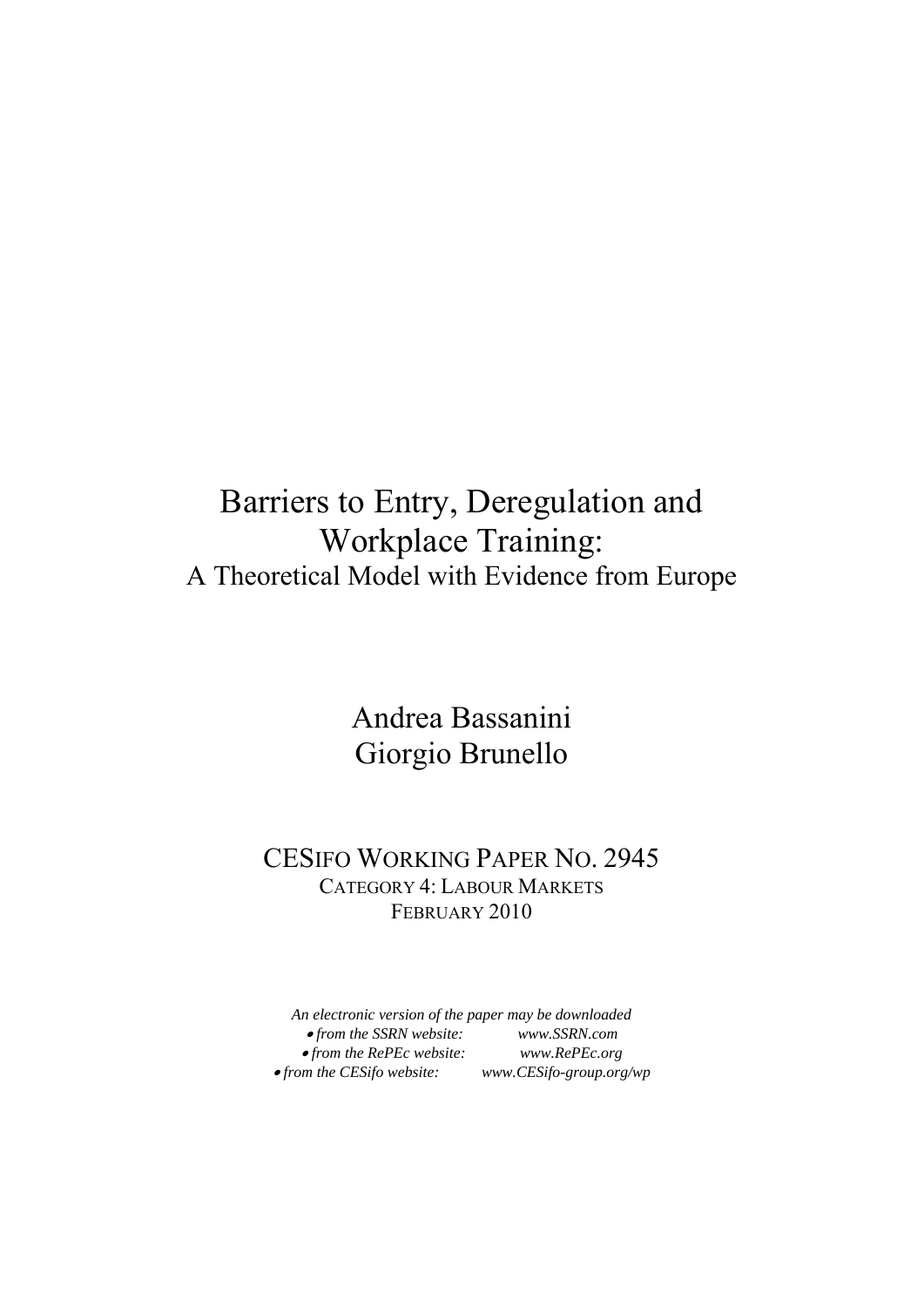# Barriers to Entry, Deregulation and Workplace Training:

## A Theoretical Model with Evidence from Europe

Andrea Bassanini
Giorgio Brunello

CESIFO WORKING PAPER NO. 2945
CATEGORY 4: LABOUR MARKETS
FEBRUARY 2010

*An electronic version of the paper may be downloaded*
- *from the SSRN website:* *www.SSRN.com*
- *from the RePEc website:* *www.RePEc.org*
- *from the CESifo website:* *www.CESifo-group.org/wp*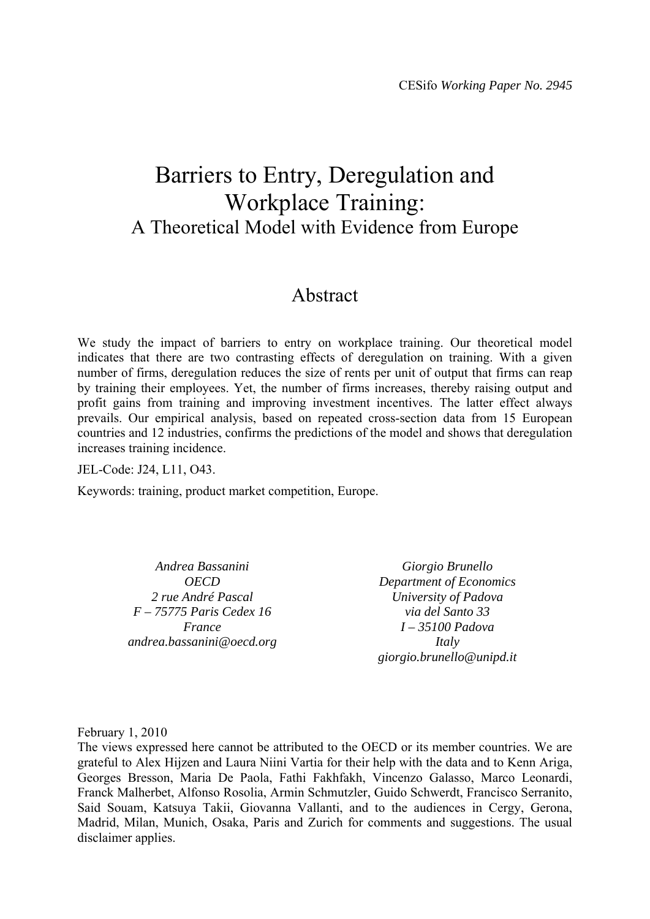CESifo *Working Paper No. 2945*

# Barriers to Entry, Deregulation and Workplace Training:

## A Theoretical Model with Evidence from Europe

## Abstract

We study the impact of barriers to entry on workplace training. Our theoretical model indicates that there are two contrasting effects of deregulation on training. With a given number of firms, deregulation reduces the size of rents per unit of output that firms can reap by training their employees. Yet, the number of firms increases, thereby raising output and profit gains from training and improving investment incentives. The latter effect always prevails. Our empirical analysis, based on repeated cross-section data from 15 European countries and 12 industries, confirms the predictions of the model and shows that deregulation increases training incidence.

JEL-Code: J24, L11, O43.

Keywords: training, product market competition, Europe.

*Andrea Bassanini*
*OECD*
*2 rue André Pascal*
*F – 75775 Paris Cedex 16*
*France*
*andrea.bassanini@oecd.org*

*Giorgio Brunello*
*Department of Economics*
*University of Padova*
*via del Santo 33*
*I – 35100 Padova*
*Italy*
*giorgio.brunello@unipd.it*

February 1, 2010

The views expressed here cannot be attributed to the OECD or its member countries. We are grateful to Alex Hijzen and Laura Niini Vartia for their help with the data and to Kenn Ariga, Georges Bresson, Maria De Paola, Fathi Fakhfakh, Vincenzo Galasso, Marco Leonardi, Franck Malherbet, Alfonso Rosolia, Armin Schmutzler, Guido Schwerdt, Francisco Serranito, Said Souam, Katsuya Takii, Giovanna Vallanti, and to the audiences in Cergy, Gerona, Madrid, Milan, Munich, Osaka, Paris and Zurich for comments and suggestions. The usual disclaimer applies.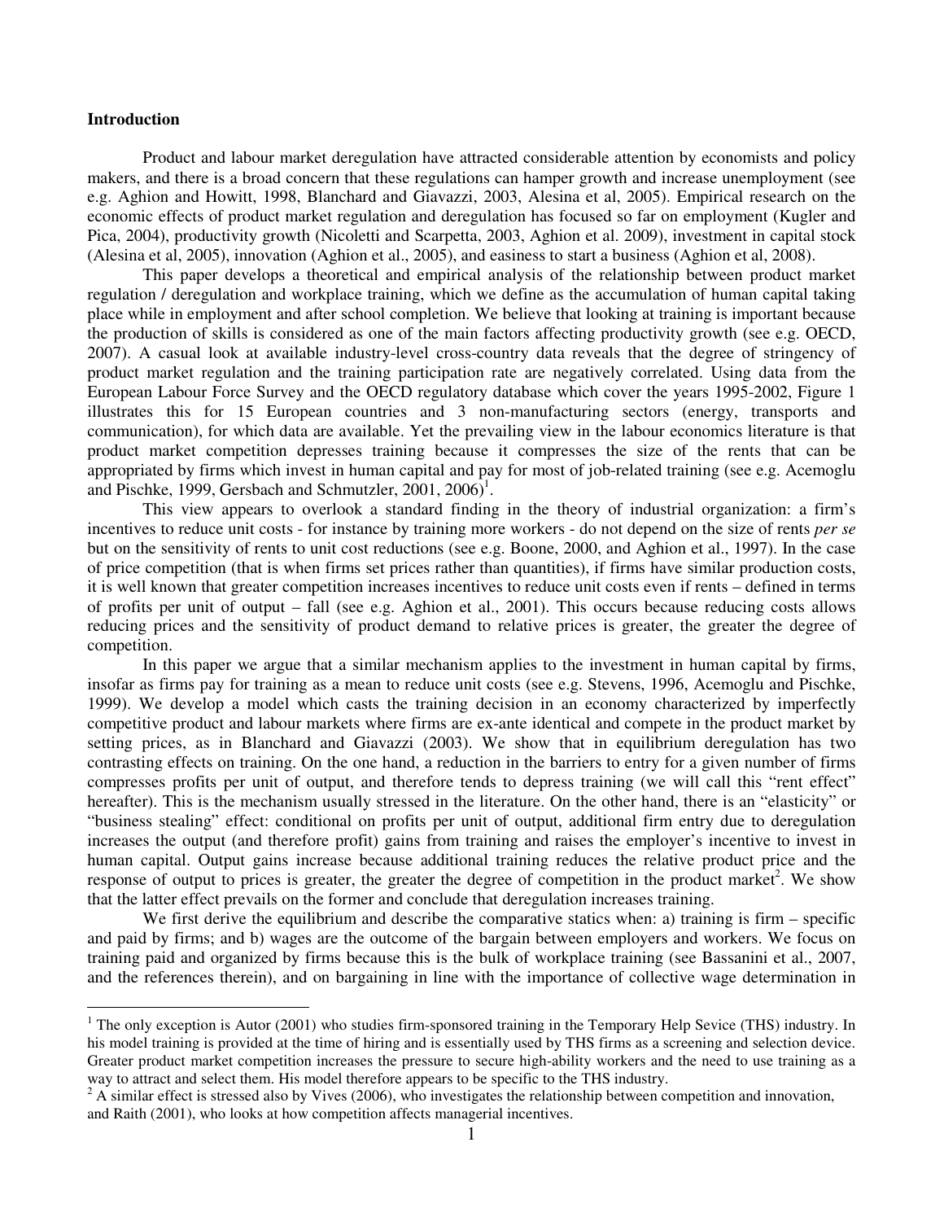**Introduction**

Product and labour market deregulation have attracted considerable attention by economists and policy makers, and there is a broad concern that these regulations can hamper growth and increase unemployment (see e.g. Aghion and Howitt, 1998, Blanchard and Giavazzi, 2003, Alesina et al, 2005). Empirical research on the economic effects of product market regulation and deregulation has focused so far on employment (Kugler and Pica, 2004), productivity growth (Nicoletti and Scarpetta, 2003, Aghion et al. 2009), investment in capital stock (Alesina et al, 2005), innovation (Aghion et al., 2005), and easiness to start a business (Aghion et al, 2008).

This paper develops a theoretical and empirical analysis of the relationship between product market regulation / deregulation and workplace training, which we define as the accumulation of human capital taking place while in employment and after school completion. We believe that looking at training is important because the production of skills is considered as one of the main factors affecting productivity growth (see e.g. OECD, 2007). A casual look at available industry-level cross-country data reveals that the degree of stringency of product market regulation and the training participation rate are negatively correlated. Using data from the European Labour Force Survey and the OECD regulatory database which cover the years 1995-2002, Figure 1 illustrates this for 15 European countries and 3 non-manufacturing sectors (energy, transports and communication), for which data are available. Yet the prevailing view in the labour economics literature is that product market competition depresses training because it compresses the size of the rents that can be appropriated by firms which invest in human capital and pay for most of job-related training (see e.g. Acemoglu and Pischke, 1999, Gersbach and Schmutzler, 2001, 2006)[1].

This view appears to overlook a standard finding in the theory of industrial organization: a firm's incentives to reduce unit costs - for instance by training more workers - do not depend on the size of rents *per se* but on the sensitivity of rents to unit cost reductions (see e.g. Boone, 2000, and Aghion et al., 1997). In the case of price competition (that is when firms set prices rather than quantities), if firms have similar production costs, it is well known that greater competition increases incentives to reduce unit costs even if rents – defined in terms of profits per unit of output – fall (see e.g. Aghion et al., 2001). This occurs because reducing costs allows reducing prices and the sensitivity of product demand to relative prices is greater, the greater the degree of competition.

In this paper we argue that a similar mechanism applies to the investment in human capital by firms, insofar as firms pay for training as a mean to reduce unit costs (see e.g. Stevens, 1996, Acemoglu and Pischke, 1999). We develop a model which casts the training decision in an economy characterized by imperfectly competitive product and labour markets where firms are ex-ante identical and compete in the product market by setting prices, as in Blanchard and Giavazzi (2003). We show that in equilibrium deregulation has two contrasting effects on training. On the one hand, a reduction in the barriers to entry for a given number of firms compresses profits per unit of output, and therefore tends to depress training (we will call this "rent effect" hereafter). This is the mechanism usually stressed in the literature. On the other hand, there is an "elasticity" or "business stealing" effect: conditional on profits per unit of output, additional firm entry due to deregulation increases the output (and therefore profit) gains from training and raises the employer's incentive to invest in human capital. Output gains increase because additional training reduces the relative product price and the response of output to prices is greater, the greater the degree of competition in the product market[2]. We show that the latter effect prevails on the former and conclude that deregulation increases training.

We first derive the equilibrium and describe the comparative statics when: a) training is firm – specific and paid by firms; and b) wages are the outcome of the bargain between employers and workers. We focus on training paid and organized by firms because this is the bulk of workplace training (see Bassanini et al., 2007, and the references therein), and on bargaining in line with the importance of collective wage determination in

---

[1] The only exception is Autor (2001) who studies firm-sponsored training in the Temporary Help Sevice (THS) industry. In his model training is provided at the time of hiring and is essentially used by THS firms as a screening and selection device. Greater product market competition increases the pressure to secure high-ability workers and the need to use training as a way to attract and select them. His model therefore appears to be specific to the THS industry.

[2] A similar effect is stressed also by Vives (2006), who investigates the relationship between competition and innovation, and Raith (2001), who looks at how competition affects managerial incentives.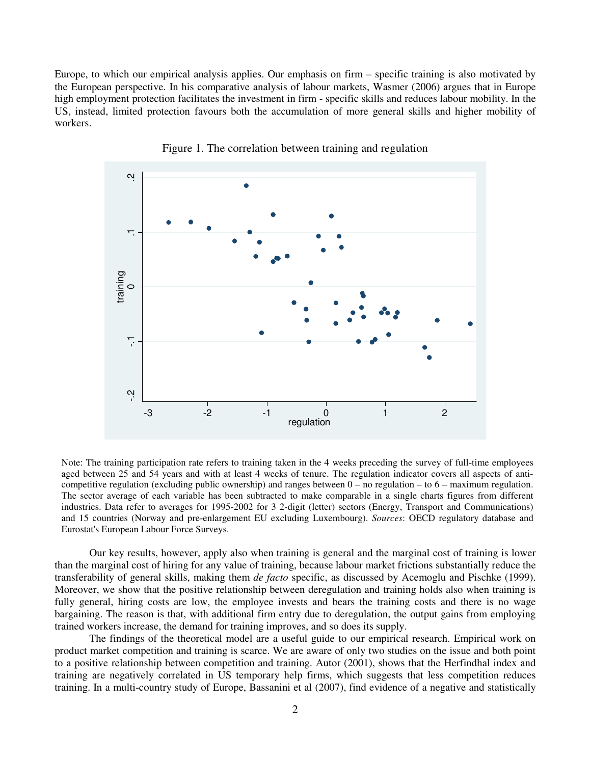Europe, to which our empirical analysis applies. Our emphasis on firm – specific training is also motivated by the European perspective. In his comparative analysis of labour markets, Wasmer (2006) argues that in Europe high employment protection facilitates the investment in firm - specific skills and reduces labour mobility. In the US, instead, limited protection favours both the accumulation of more general skills and higher mobility of workers.

Figure 1. The correlation between training and regulation

Note: The training participation rate refers to training taken in the 4 weeks preceding the survey of full-time employees aged between 25 and 54 years and with at least 4 weeks of tenure. The regulation indicator covers all aspects of anti-competitive regulation (excluding public ownership) and ranges between 0 – no regulation – to 6 – maximum regulation. The sector average of each variable has been subtracted to make comparable in a single charts figures from different industries. Data refer to averages for 1995-2002 for 3 2-digit (letter) sectors (Energy, Transport and Communications) and 15 countries (Norway and pre-enlargement EU excluding Luxembourg). *Sources*: OECD regulatory database and Eurostat's European Labour Force Surveys.

Our key results, however, apply also when training is general and the marginal cost of training is lower than the marginal cost of hiring for any value of training, because labour market frictions substantially reduce the transferability of general skills, making them *de facto* specific, as discussed by Acemoglu and Pischke (1999). Moreover, we show that the positive relationship between deregulation and training holds also when training is fully general, hiring costs are low, the employee invests and bears the training costs and there is no wage bargaining. The reason is that, with additional firm entry due to deregulation, the output gains from employing trained workers increase, the demand for training improves, and so does its supply.

The findings of the theoretical model are a useful guide to our empirical research. Empirical work on product market competition and training is scarce. We are aware of only two studies on the issue and both point to a positive relationship between competition and training. Autor (2001), shows that the Herfindhal index and training are negatively correlated in US temporary help firms, which suggests that less competition reduces training. In a multi-country study of Europe, Bassanini et al (2007), find evidence of a negative and statistically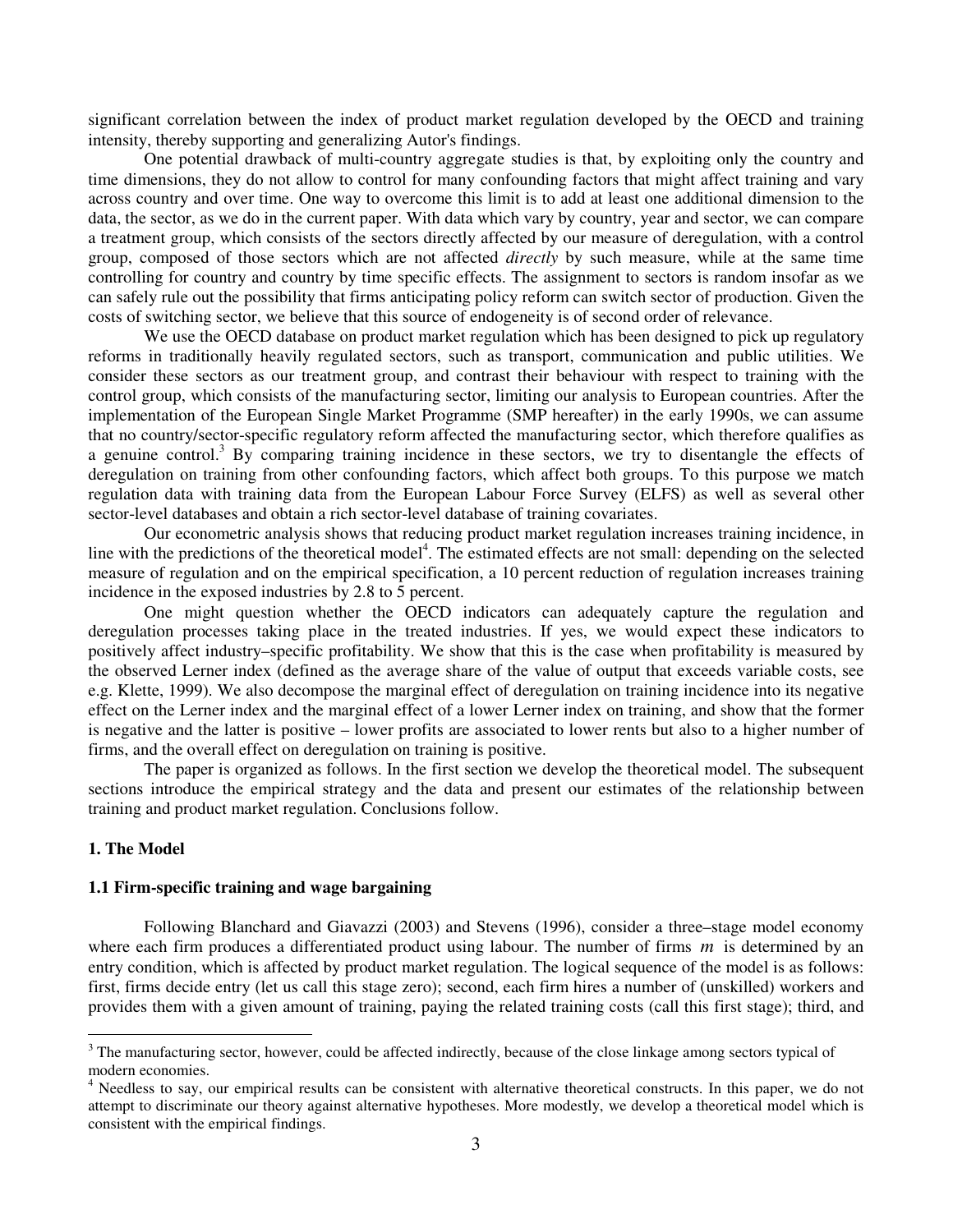significant correlation between the index of product market regulation developed by the OECD and training intensity, thereby supporting and generalizing Autor's findings.

One potential drawback of multi-country aggregate studies is that, by exploiting only the country and time dimensions, they do not allow to control for many confounding factors that might affect training and vary across country and over time. One way to overcome this limit is to add at least one additional dimension to the data, the sector, as we do in the current paper. With data which vary by country, year and sector, we can compare a treatment group, which consists of the sectors directly affected by our measure of deregulation, with a control group, composed of those sectors which are not affected *directly* by such measure, while at the same time controlling for country and country by time specific effects. The assignment to sectors is random insofar as we can safely rule out the possibility that firms anticipating policy reform can switch sector of production. Given the costs of switching sector, we believe that this source of endogeneity is of second order of relevance.

We use the OECD database on product market regulation which has been designed to pick up regulatory reforms in traditionally heavily regulated sectors, such as transport, communication and public utilities. We consider these sectors as our treatment group, and contrast their behaviour with respect to training with the control group, which consists of the manufacturing sector, limiting our analysis to European countries. After the implementation of the European Single Market Programme (SMP hereafter) in the early 1990s, we can assume that no country/sector-specific regulatory reform affected the manufacturing sector, which therefore qualifies as a genuine control.[3] By comparing training incidence in these sectors, we try to disentangle the effects of deregulation on training from other confounding factors, which affect both groups. To this purpose we match regulation data with training data from the European Labour Force Survey (ELFS) as well as several other sector-level databases and obtain a rich sector-level database of training covariates.

Our econometric analysis shows that reducing product market regulation increases training incidence, in line with the predictions of the theoretical model[4]. The estimated effects are not small: depending on the selected measure of regulation and on the empirical specification, a 10 percent reduction of regulation increases training incidence in the exposed industries by 2.8 to 5 percent.

One might question whether the OECD indicators can adequately capture the regulation and deregulation processes taking place in the treated industries. If yes, we would expect these indicators to positively affect industry–specific profitability. We show that this is the case when profitability is measured by the observed Lerner index (defined as the average share of the value of output that exceeds variable costs, see e.g. Klette, 1999). We also decompose the marginal effect of deregulation on training incidence into its negative effect on the Lerner index and the marginal effect of a lower Lerner index on training, and show that the former is negative and the latter is positive – lower profits are associated to lower rents but also to a higher number of firms, and the overall effect on deregulation on training is positive.

The paper is organized as follows. In the first section we develop the theoretical model. The subsequent sections introduce the empirical strategy and the data and present our estimates of the relationship between training and product market regulation. Conclusions follow.

## 1. The Model

### 1.1 Firm-specific training and wage bargaining

Following Blanchard and Giavazzi (2003) and Stevens (1996), consider a three–stage model economy where each firm produces a differentiated product using labour. The number of firms $m$ is determined by an entry condition, which is affected by product market regulation. The logical sequence of the model is as follows: first, firms decide entry (let us call this stage zero); second, each firm hires a number of (unskilled) workers and provides them with a given amount of training, paying the related training costs (call this first stage); third, and

[3] The manufacturing sector, however, could be affected indirectly, because of the close linkage among sectors typical of modern economies.

[4] Needless to say, our empirical results can be consistent with alternative theoretical constructs. In this paper, we do not attempt to discriminate our theory against alternative hypotheses. More modestly, we develop a theoretical model which is consistent with the empirical findings.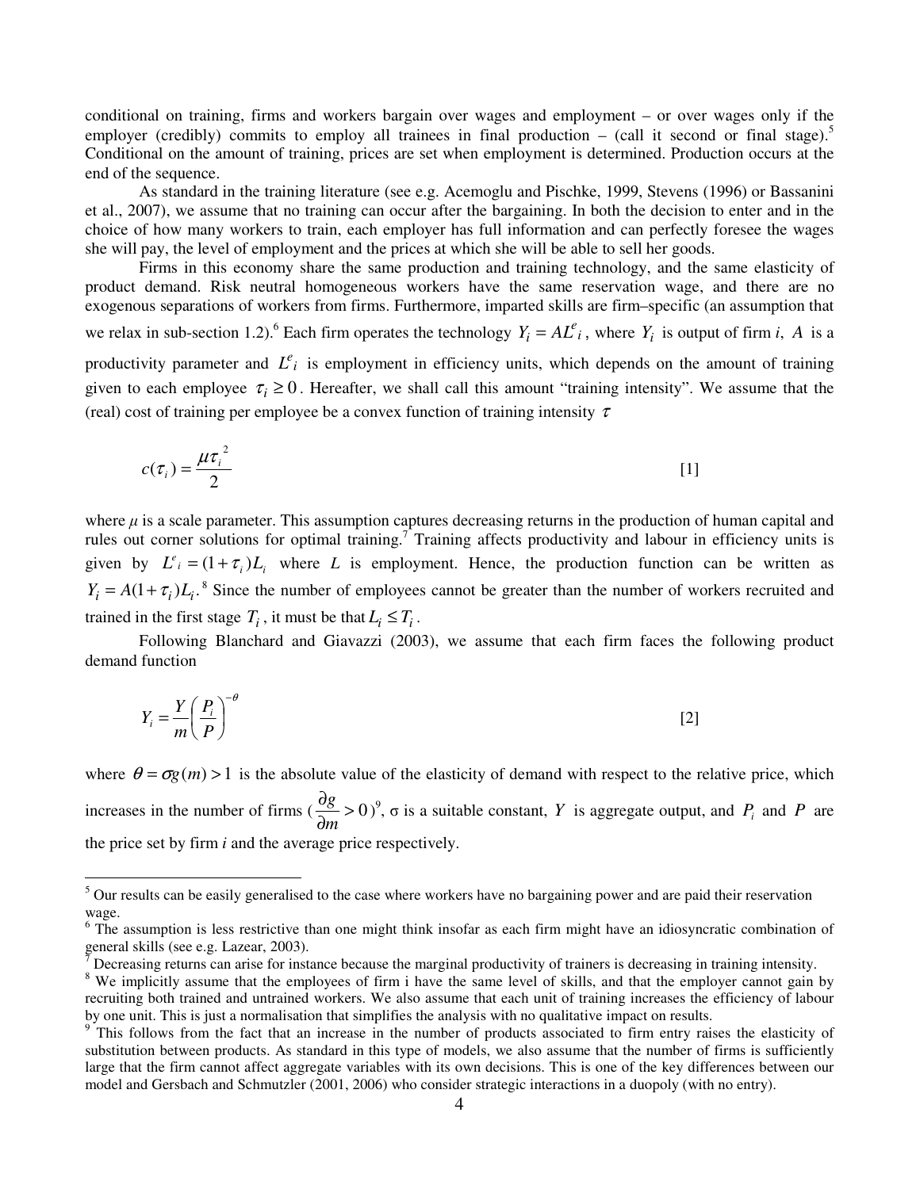conditional on training, firms and workers bargain over wages and employment – or over wages only if the employer (credibly) commits to employ all trainees in final production – (call it second or final stage).[5] Conditional on the amount of training, prices are set when employment is determined. Production occurs at the end of the sequence.

As standard in the training literature (see e.g. Acemoglu and Pischke, 1999, Stevens (1996) or Bassanini et al., 2007), we assume that no training can occur after the bargaining. In both the decision to enter and in the choice of how many workers to train, each employer has full information and can perfectly foresee the wages she will pay, the level of employment and the prices at which she will be able to sell her goods.

Firms in this economy share the same production and training technology, and the same elasticity of product demand. Risk neutral homogeneous workers have the same reservation wage, and there are no exogenous separations of workers from firms. Furthermore, imparted skills are firm–specific (an assumption that we relax in sub-section 1.2).[6] Each firm operates the technology $Y_i = AL^e_i$, where $Y_i$ is output of firm *i*, $A$ is a productivity parameter and $L^e_i$ is employment in efficiency units, which depends on the amount of training given to each employee $\tau_i \geq 0$. Hereafter, we shall call this amount "training intensity". We assume that the (real) cost of training per employee be a convex function of training intensity $\tau$

$$c(\tau_i) = \frac{\mu \tau_i^{\,2}}{2} \qquad [1]$$

where $\mu$ is a scale parameter. This assumption captures decreasing returns in the production of human capital and rules out corner solutions for optimal training.[7] Training affects productivity and labour in efficiency units is given by $L^e{}_i = (1+\tau_i)L_i$ where $L$ is employment. Hence, the production function can be written as $Y_i = A(1+\tau_i)L_i$.[8] Since the number of employees cannot be greater than the number of workers recruited and trained in the first stage $T_i$, it must be that $L_i \leq T_i$.

Following Blanchard and Giavazzi (2003), we assume that each firm faces the following product demand function

$$Y_i = \frac{Y}{m}\left(\frac{P_i}{P}\right)^{-\theta} \qquad [2]$$

where $\theta = \sigma g(m) > 1$ is the absolute value of the elasticity of demand with respect to the relative price, which increases in the number of firms ($\frac{\partial g}{\partial m} > 0$)[9], σ is a suitable constant, $Y$ is aggregate output, and $P_i$ and $P$ are the price set by firm *i* and the average price respectively.

---

[5] Our results can be easily generalised to the case where workers have no bargaining power and are paid their reservation wage.

[6] The assumption is less restrictive than one might think insofar as each firm might have an idiosyncratic combination of general skills (see e.g. Lazear, 2003).

[7] Decreasing returns can arise for instance because the marginal productivity of trainers is decreasing in training intensity.

[8] We implicitly assume that the employees of firm i have the same level of skills, and that the employer cannot gain by recruiting both trained and untrained workers. We also assume that each unit of training increases the efficiency of labour by one unit. This is just a normalisation that simplifies the analysis with no qualitative impact on results.

[9] This follows from the fact that an increase in the number of products associated to firm entry raises the elasticity of substitution between products. As standard in this type of models, we also assume that the number of firms is sufficiently large that the firm cannot affect aggregate variables with its own decisions. This is one of the key differences between our model and Gersbach and Schmutzler (2001, 2006) who consider strategic interactions in a duopoly (with no entry).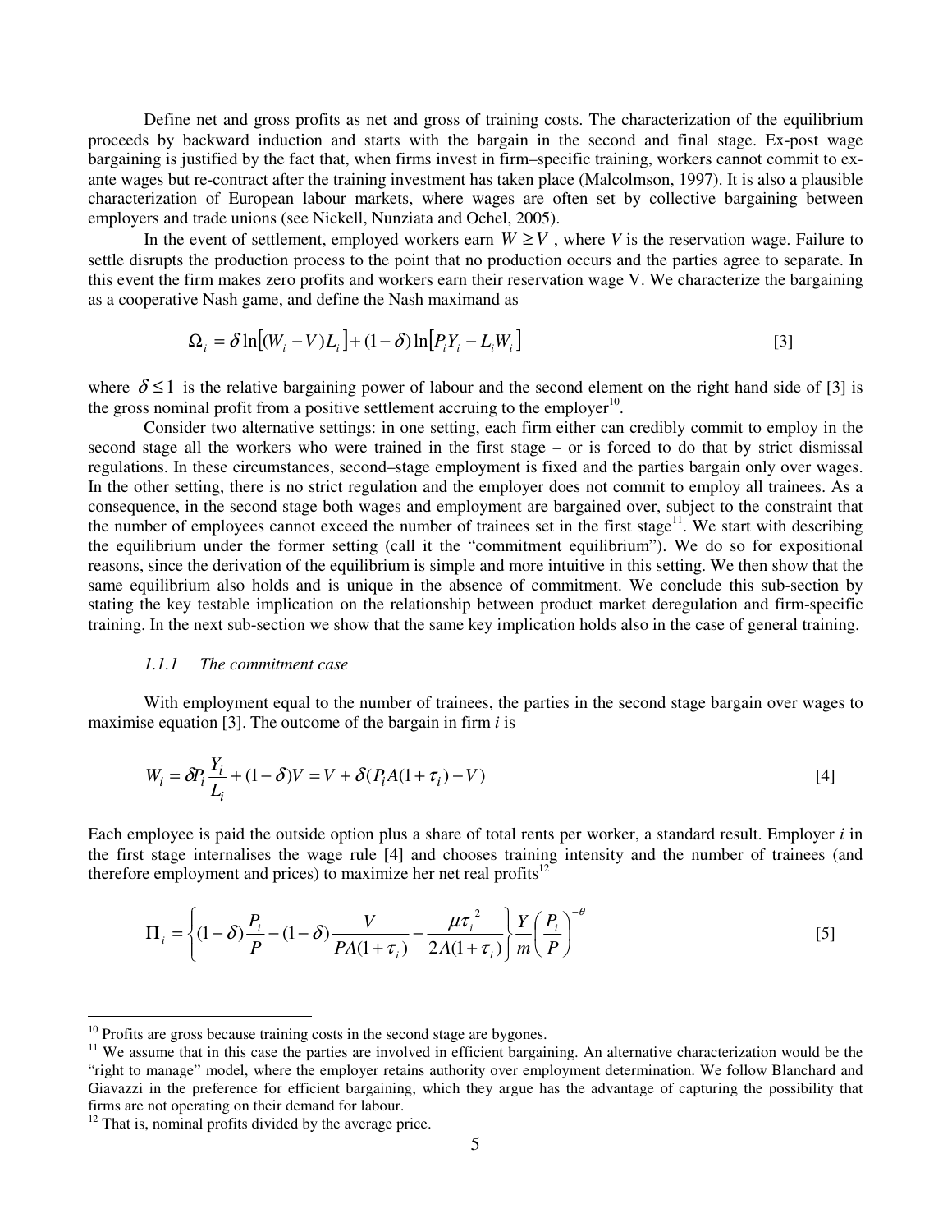Define net and gross profits as net and gross of training costs. The characterization of the equilibrium proceeds by backward induction and starts with the bargain in the second and final stage. Ex-post wage bargaining is justified by the fact that, when firms invest in firm–specific training, workers cannot commit to ex-ante wages but re-contract after the training investment has taken place (Malcolmson, 1997). It is also a plausible characterization of European labour markets, where wages are often set by collective bargaining between employers and trade unions (see Nickell, Nunziata and Ochel, 2005).

In the event of settlement, employed workers earn $W \geq V$ , where $V$ is the reservation wage. Failure to settle disrupts the production process to the point that no production occurs and the parties agree to separate. In this event the firm makes zero profits and workers earn their reservation wage V. We characterize the bargaining as a cooperative Nash game, and define the Nash maximand as

$$\Omega_i = \delta \ln\left[(W_i - V)L_i\right] + (1-\delta)\ln\left[P_i Y_i - L_i W_i\right] \qquad [3]$$

where $\delta \leq 1$ is the relative bargaining power of labour and the second element on the right hand side of [3] is the gross nominal profit from a positive settlement accruing to the employer[10].

Consider two alternative settings: in one setting, each firm either can credibly commit to employ in the second stage all the workers who were trained in the first stage – or is forced to do that by strict dismissal regulations. In these circumstances, second–stage employment is fixed and the parties bargain only over wages. In the other setting, there is no strict regulation and the employer does not commit to employ all trainees. As a consequence, in the second stage both wages and employment are bargained over, subject to the constraint that the number of employees cannot exceed the number of trainees set in the first stage[11]. We start with describing the equilibrium under the former setting (call it the "commitment equilibrium"). We do so for expositional reasons, since the derivation of the equilibrium is simple and more intuitive in this setting. We then show that the same equilibrium also holds and is unique in the absence of commitment. We conclude this sub-section by stating the key testable implication on the relationship between product market deregulation and firm-specific training. In the next sub-section we show that the same key implication holds also in the case of general training.

### *1.1.1 The commitment case*

With employment equal to the number of trainees, the parties in the second stage bargain over wages to maximise equation [3]. The outcome of the bargain in firm *i* is

$$W_i = \delta P_i \frac{Y_i}{L_i} + (1-\delta)V = V + \delta(P_i A(1+\tau_i) - V) \qquad [4]$$

Each employee is paid the outside option plus a share of total rents per worker, a standard result. Employer *i* in the first stage internalises the wage rule [4] and chooses training intensity and the number of trainees (and therefore employment and prices) to maximize her net real profits[12]

$$\Pi_i = \left\{(1-\delta)\frac{P_i}{P} - (1-\delta)\frac{V}{PA(1+\tau_i)} - \frac{\mu\tau_i^{\,2}}{2A(1+\tau_i)}\right\}\frac{Y}{m}\left(\frac{P_i}{P}\right)^{-\theta} \qquad [5]$$

---

[10] Profits are gross because training costs in the second stage are bygones.

[11] We assume that in this case the parties are involved in efficient bargaining. An alternative characterization would be the "right to manage" model, where the employer retains authority over employment determination. We follow Blanchard and Giavazzi in the preference for efficient bargaining, which they argue has the advantage of capturing the possibility that firms are not operating on their demand for labour.

[12] That is, nominal profits divided by the average price.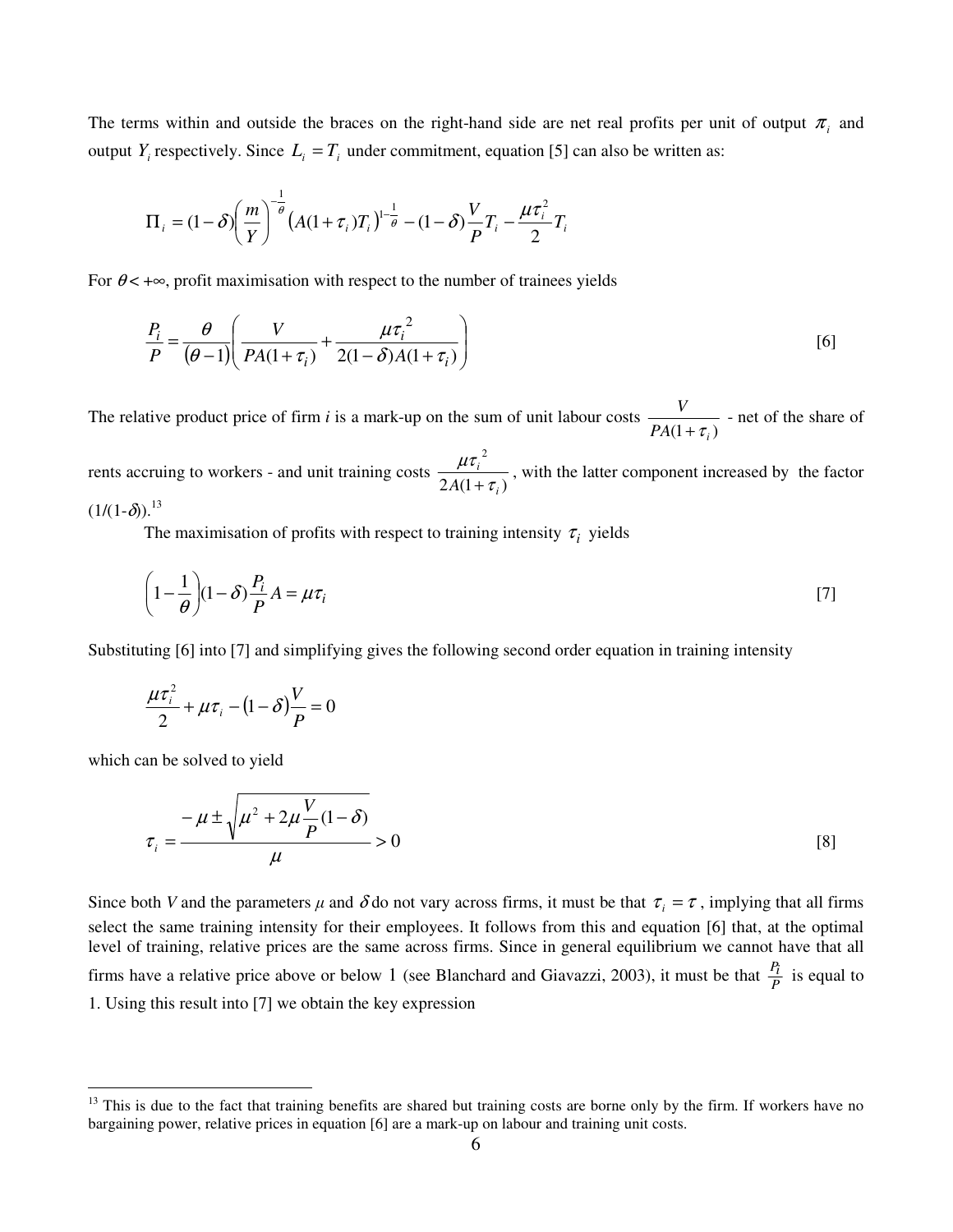The terms within and outside the braces on the right-hand side are net real profits per unit of output $\pi_i$ and output $Y_i$ respectively. Since $L_i = T_i$ under commitment, equation [5] can also be written as:

$$\Pi_i = (1-\delta)\left(\frac{m}{Y}\right)^{-\frac{1}{\theta}}\left(A(1+\tau_i)T_i\right)^{1-\frac{1}{\theta}} - (1-\delta)\frac{V}{P}T_i - \frac{\mu\tau_i^2}{2}T_i$$

For $\theta < +\infty$, profit maximisation with respect to the number of trainees yields

$$\frac{P_i}{P} = \frac{\theta}{(\theta-1)}\left(\frac{V}{PA(1+\tau_i)} + \frac{\mu\tau_i^2}{2(1-\delta)A(1+\tau_i)}\right) \quad [6]$$

The relative product price of firm *i* is a mark-up on the sum of unit labour costs $\frac{V}{PA(1+\tau_i)}$ - net of the share of rents accruing to workers - and unit training costs $\frac{\mu\tau_i^2}{2A(1+\tau_i)}$, with the latter component increased by the factor $(1/(1-\delta))$.[13]

The maximisation of profits with respect to training intensity $\tau_i$ yields

$$\left(1-\frac{1}{\theta}\right)(1-\delta)\frac{P_i}{P}A = \mu\tau_i \quad [7]$$

Substituting [6] into [7] and simplifying gives the following second order equation in training intensity

$$\frac{\mu\tau_i^2}{2} + \mu\tau_i - (1-\delta)\frac{V}{P} = 0$$

which can be solved to yield

$$\tau_i = \frac{-\mu \pm \sqrt{\mu^2 + 2\mu\frac{V}{P}(1-\delta)}}{\mu} > 0 \quad [8]$$

Since both *V* and the parameters $\mu$ and $\delta$ do not vary across firms, it must be that $\tau_i = \tau$, implying that all firms select the same training intensity for their employees. It follows from this and equation [6] that, at the optimal level of training, relative prices are the same across firms. Since in general equilibrium we cannot have that all firms have a relative price above or below 1 (see Blanchard and Giavazzi, 2003), it must be that $\frac{P_i}{P}$ is equal to 1. Using this result into [7] we obtain the key expression

[13] This is due to the fact that training benefits are shared but training costs are borne only by the firm. If workers have no bargaining power, relative prices in equation [6] are a mark-up on labour and training unit costs.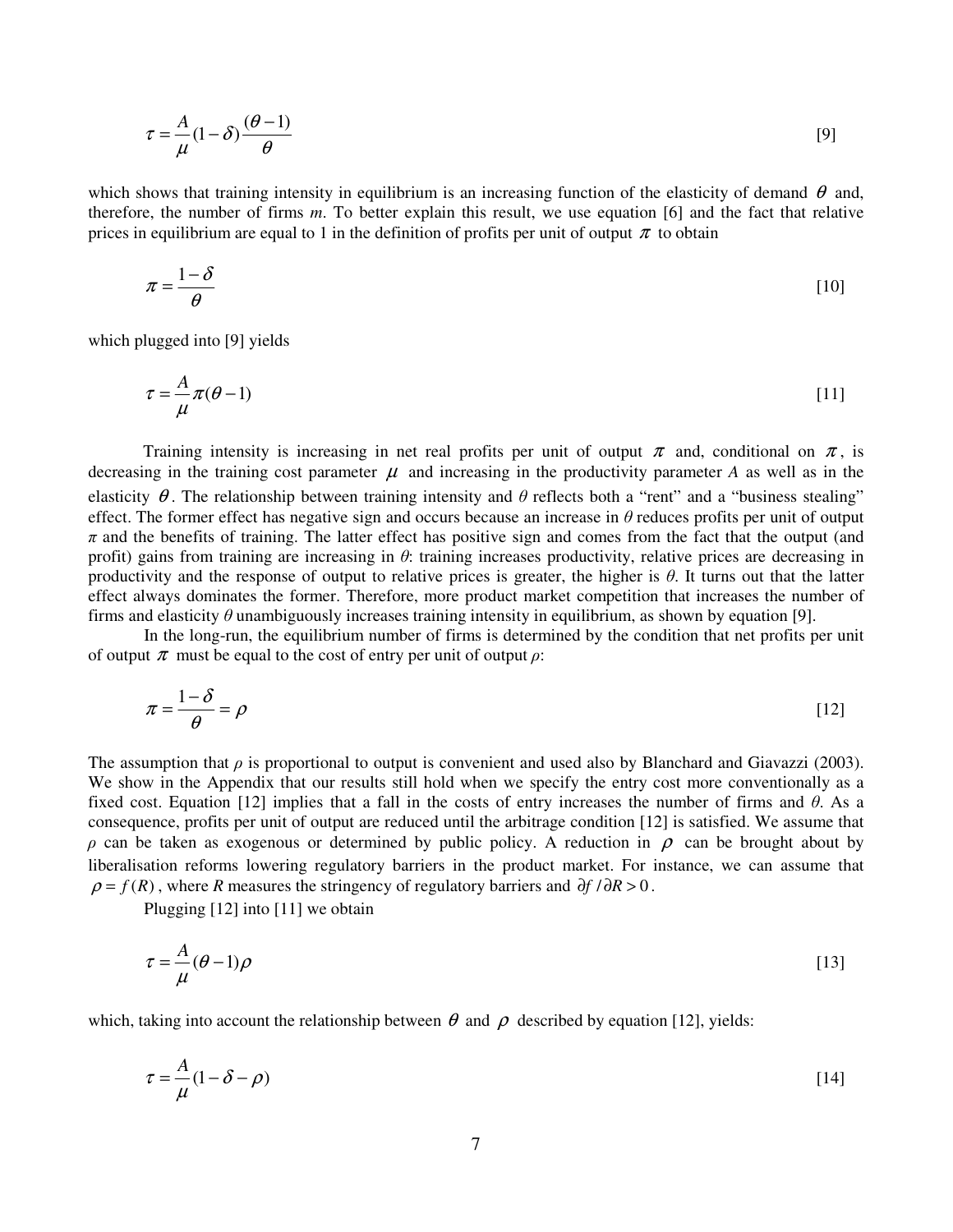$$\tau = \frac{A}{\mu}(1-\delta)\frac{(\theta-1)}{\theta} \qquad [9]$$

which shows that training intensity in equilibrium is an increasing function of the elasticity of demand $\theta$ and, therefore, the number of firms $m$. To better explain this result, we use equation [6] and the fact that relative prices in equilibrium are equal to 1 in the definition of profits per unit of output $\pi$ to obtain

$$\pi = \frac{1-\delta}{\theta} \qquad [10]$$

which plugged into [9] yields

$$\tau = \frac{A}{\mu}\pi(\theta-1) \qquad [11]$$

Training intensity is increasing in net real profits per unit of output $\pi$ and, conditional on $\pi$, is decreasing in the training cost parameter $\mu$ and increasing in the productivity parameter $A$ as well as in the elasticity $\theta$. The relationship between training intensity and $\theta$ reflects both a "rent" and a "business stealing" effect. The former effect has negative sign and occurs because an increase in $\theta$ reduces profits per unit of output $\pi$ and the benefits of training. The latter effect has positive sign and comes from the fact that the output (and profit) gains from training are increasing in $\theta$: training increases productivity, relative prices are decreasing in productivity and the response of output to relative prices is greater, the higher is $\theta$. It turns out that the latter effect always dominates the former. Therefore, more product market competition that increases the number of firms and elasticity $\theta$ unambiguously increases training intensity in equilibrium, as shown by equation [9].

In the long-run, the equilibrium number of firms is determined by the condition that net profits per unit of output $\pi$ must be equal to the cost of entry per unit of output $\rho$:

$$\pi = \frac{1-\delta}{\theta} = \rho \qquad [12]$$

The assumption that $\rho$ is proportional to output is convenient and used also by Blanchard and Giavazzi (2003). We show in the Appendix that our results still hold when we specify the entry cost more conventionally as a fixed cost. Equation [12] implies that a fall in the costs of entry increases the number of firms and $\theta$. As a consequence, profits per unit of output are reduced until the arbitrage condition [12] is satisfied. We assume that $\rho$ can be taken as exogenous or determined by public policy. A reduction in $\rho$ can be brought about by liberalisation reforms lowering regulatory barriers in the product market. For instance, we can assume that $\rho = f(R)$, where $R$ measures the stringency of regulatory barriers and $\partial f / \partial R > 0$.

Plugging [12] into [11] we obtain

$$\tau = \frac{A}{\mu}(\theta-1)\rho \qquad [13]$$

which, taking into account the relationship between $\theta$ and $\rho$ described by equation [12], yields:

$$\tau = \frac{A}{\mu}(1-\delta-\rho) \qquad [14]$$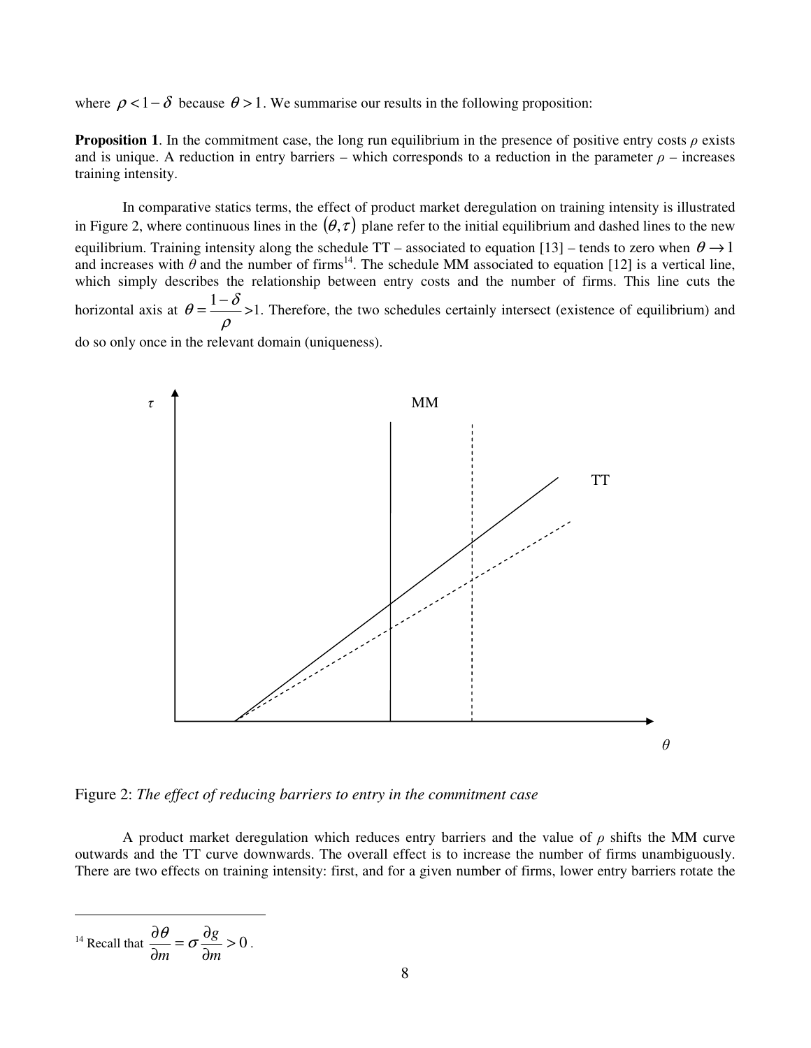where $\rho < 1-\delta$ because $\theta > 1$. We summarise our results in the following proposition:

**Proposition 1**. In the commitment case, the long run equilibrium in the presence of positive entry costs $\rho$ exists and is unique. A reduction in entry barriers – which corresponds to a reduction in the parameter $\rho$ – increases training intensity.

In comparative statics terms, the effect of product market deregulation on training intensity is illustrated in Figure 2, where continuous lines in the $(\theta, \tau)$ plane refer to the initial equilibrium and dashed lines to the new equilibrium. Training intensity along the schedule TT – associated to equation [13] – tends to zero when $\theta \to 1$ and increases with $\theta$ and the number of firms[14]. The schedule MM associated to equation [12] is a vertical line, which simply describes the relationship between entry costs and the number of firms. This line cuts the horizontal axis at $\theta = \frac{1-\delta}{\rho} > 1$. Therefore, the two schedules certainly intersect (existence of equilibrium) and do so only once in the relevant domain (uniqueness).

Figure 2: *The effect of reducing barriers to entry in the commitment case*

A product market deregulation which reduces entry barriers and the value of $\rho$ shifts the MM curve outwards and the TT curve downwards. The overall effect is to increase the number of firms unambiguously. There are two effects on training intensity: first, and for a given number of firms, lower entry barriers rotate the

---

[14] Recall that $\frac{\partial \theta}{\partial m} = \sigma \frac{\partial g}{\partial m} > 0$.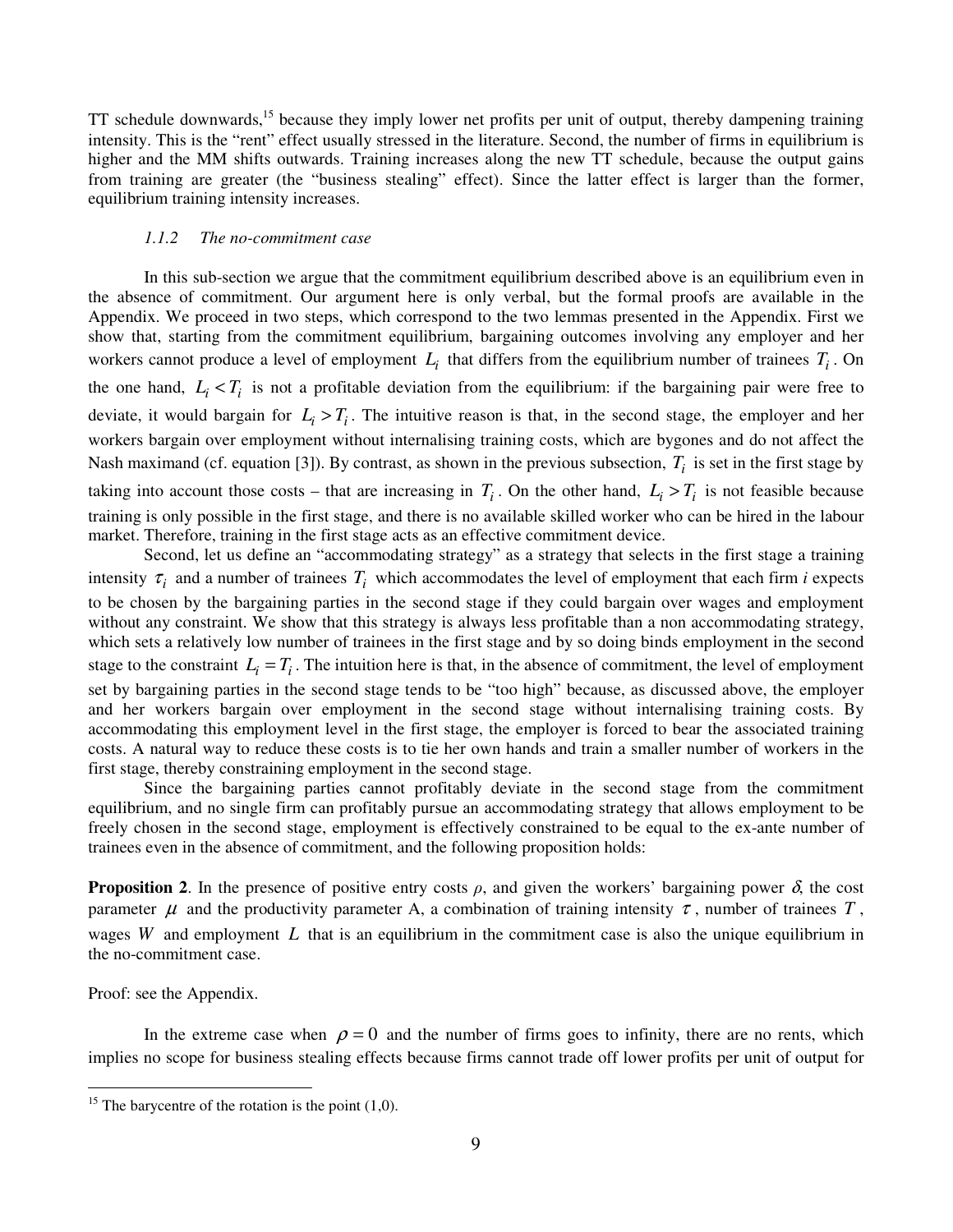TT schedule downwards,[15] because they imply lower net profits per unit of output, thereby dampening training intensity. This is the "rent" effect usually stressed in the literature. Second, the number of firms in equilibrium is higher and the MM shifts outwards. Training increases along the new TT schedule, because the output gains from training are greater (the "business stealing" effect). Since the latter effect is larger than the former, equilibrium training intensity increases.

#### *1.1.2 The no-commitment case*

In this sub-section we argue that the commitment equilibrium described above is an equilibrium even in the absence of commitment. Our argument here is only verbal, but the formal proofs are available in the Appendix. We proceed in two steps, which correspond to the two lemmas presented in the Appendix. First we show that, starting from the commitment equilibrium, bargaining outcomes involving any employer and her workers cannot produce a level of employment $L_i$ that differs from the equilibrium number of trainees $T_i$. On the one hand, $L_i < T_i$ is not a profitable deviation from the equilibrium: if the bargaining pair were free to deviate, it would bargain for $L_i > T_i$. The intuitive reason is that, in the second stage, the employer and her workers bargain over employment without internalising training costs, which are bygones and do not affect the Nash maximand (cf. equation [3]). By contrast, as shown in the previous subsection, $T_i$ is set in the first stage by taking into account those costs – that are increasing in $T_i$. On the other hand, $L_i > T_i$ is not feasible because training is only possible in the first stage, and there is no available skilled worker who can be hired in the labour market. Therefore, training in the first stage acts as an effective commitment device.

Second, let us define an "accommodating strategy" as a strategy that selects in the first stage a training intensity $\tau_i$ and a number of trainees $T_i$ which accommodates the level of employment that each firm *i* expects to be chosen by the bargaining parties in the second stage if they could bargain over wages and employment without any constraint. We show that this strategy is always less profitable than a non accommodating strategy, which sets a relatively low number of trainees in the first stage and by so doing binds employment in the second stage to the constraint $L_i = T_i$. The intuition here is that, in the absence of commitment, the level of employment set by bargaining parties in the second stage tends to be "too high" because, as discussed above, the employer and her workers bargain over employment in the second stage without internalising training costs. By accommodating this employment level in the first stage, the employer is forced to bear the associated training costs. A natural way to reduce these costs is to tie her own hands and train a smaller number of workers in the first stage, thereby constraining employment in the second stage.

Since the bargaining parties cannot profitably deviate in the second stage from the commitment equilibrium, and no single firm can profitably pursue an accommodating strategy that allows employment to be freely chosen in the second stage, employment is effectively constrained to be equal to the ex-ante number of trainees even in the absence of commitment, and the following proposition holds:

**Proposition 2**. In the presence of positive entry costs $\rho$, and given the workers' bargaining power $\delta$, the cost parameter $\mu$ and the productivity parameter A, a combination of training intensity $\tau$, number of trainees $T$, wages $W$ and employment $L$ that is an equilibrium in the commitment case is also the unique equilibrium in the no-commitment case.

Proof: see the Appendix.

In the extreme case when $\rho = 0$ and the number of firms goes to infinity, there are no rents, which implies no scope for business stealing effects because firms cannot trade off lower profits per unit of output for

---

[15] The barycentre of the rotation is the point (1,0).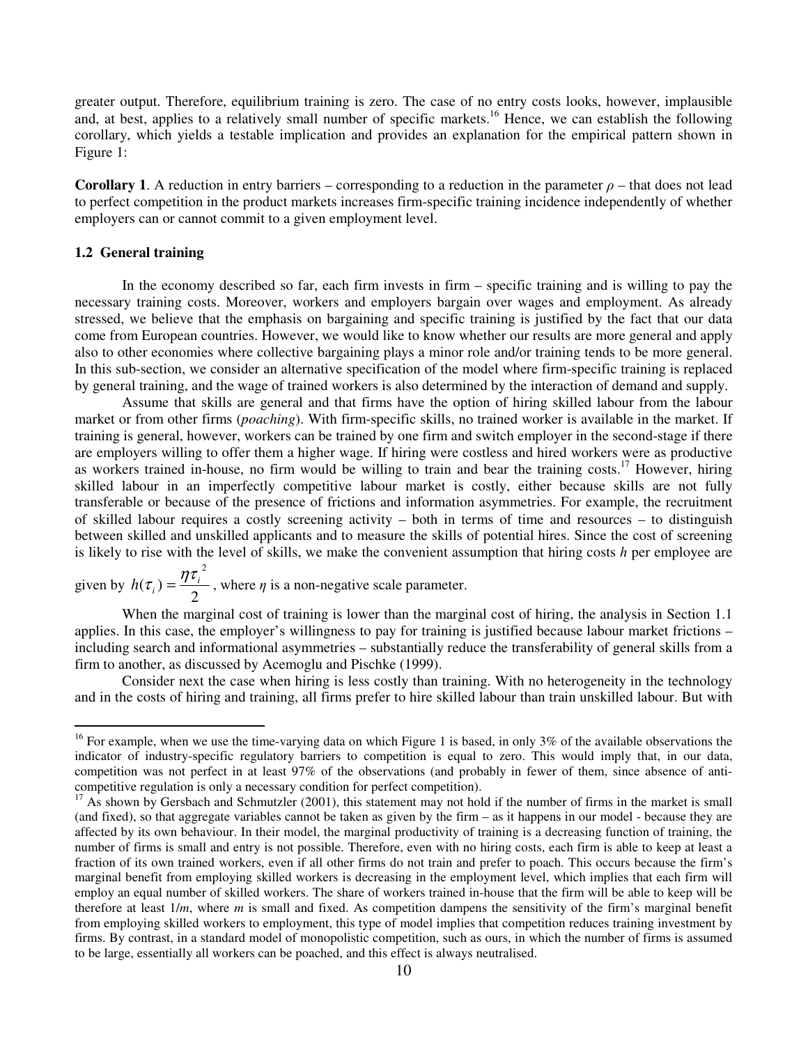greater output. Therefore, equilibrium training is zero. The case of no entry costs looks, however, implausible and, at best, applies to a relatively small number of specific markets.[16] Hence, we can establish the following corollary, which yields a testable implication and provides an explanation for the empirical pattern shown in Figure 1:

**Corollary 1**. A reduction in entry barriers – corresponding to a reduction in the parameter $\rho$ – that does not lead to perfect competition in the product markets increases firm-specific training incidence independently of whether employers can or cannot commit to a given employment level.

### 1.2 General training

In the economy described so far, each firm invests in firm – specific training and is willing to pay the necessary training costs. Moreover, workers and employers bargain over wages and employment. As already stressed, we believe that the emphasis on bargaining and specific training is justified by the fact that our data come from European countries. However, we would like to know whether our results are more general and apply also to other economies where collective bargaining plays a minor role and/or training tends to be more general. In this sub-section, we consider an alternative specification of the model where firm-specific training is replaced by general training, and the wage of trained workers is also determined by the interaction of demand and supply.

Assume that skills are general and that firms have the option of hiring skilled labour from the labour market or from other firms (*poaching*). With firm-specific skills, no trained worker is available in the market. If training is general, however, workers can be trained by one firm and switch employer in the second-stage if there are employers willing to offer them a higher wage. If hiring were costless and hired workers were as productive as workers trained in-house, no firm would be willing to train and bear the training costs.[17] However, hiring skilled labour in an imperfectly competitive labour market is costly, either because skills are not fully transferable or because of the presence of frictions and information asymmetries. For example, the recruitment of skilled labour requires a costly screening activity – both in terms of time and resources – to distinguish between skilled and unskilled applicants and to measure the skills of potential hires. Since the cost of screening is likely to rise with the level of skills, we make the convenient assumption that hiring costs $h$ per employee are given by $h(\tau_i) = \frac{\eta \tau_i^2}{2}$, where $\eta$ is a non-negative scale parameter.

When the marginal cost of training is lower than the marginal cost of hiring, the analysis in Section 1.1 applies. In this case, the employer's willingness to pay for training is justified because labour market frictions – including search and informational asymmetries – substantially reduce the transferability of general skills from a firm to another, as discussed by Acemoglu and Pischke (1999).

Consider next the case when hiring is less costly than training. With no heterogeneity in the technology and in the costs of hiring and training, all firms prefer to hire skilled labour than train unskilled labour. But with

---

[16] For example, when we use the time-varying data on which Figure 1 is based, in only 3% of the available observations the indicator of industry-specific regulatory barriers to competition is equal to zero. This would imply that, in our data, competition was not perfect in at least 97% of the observations (and probably in fewer of them, since absence of anti-competitive regulation is only a necessary condition for perfect competition).

[17] As shown by Gersbach and Schmutzler (2001), this statement may not hold if the number of firms in the market is small (and fixed), so that aggregate variables cannot be taken as given by the firm – as it happens in our model - because they are affected by its own behaviour. In their model, the marginal productivity of training is a decreasing function of training, the number of firms is small and entry is not possible. Therefore, even with no hiring costs, each firm is able to keep at least a fraction of its own trained workers, even if all other firms do not train and prefer to poach. This occurs because the firm's marginal benefit from employing skilled workers is decreasing in the employment level, which implies that each firm will employ an equal number of skilled workers. The share of workers trained in-house that the firm will be able to keep will be therefore at least $1/m$, where $m$ is small and fixed. As competition dampens the sensitivity of the firm's marginal benefit from employing skilled workers to employment, this type of model implies that competition reduces training investment by firms. By contrast, in a standard model of monopolistic competition, such as ours, in which the number of firms is assumed to be large, essentially all workers can be poached, and this effect is always neutralised.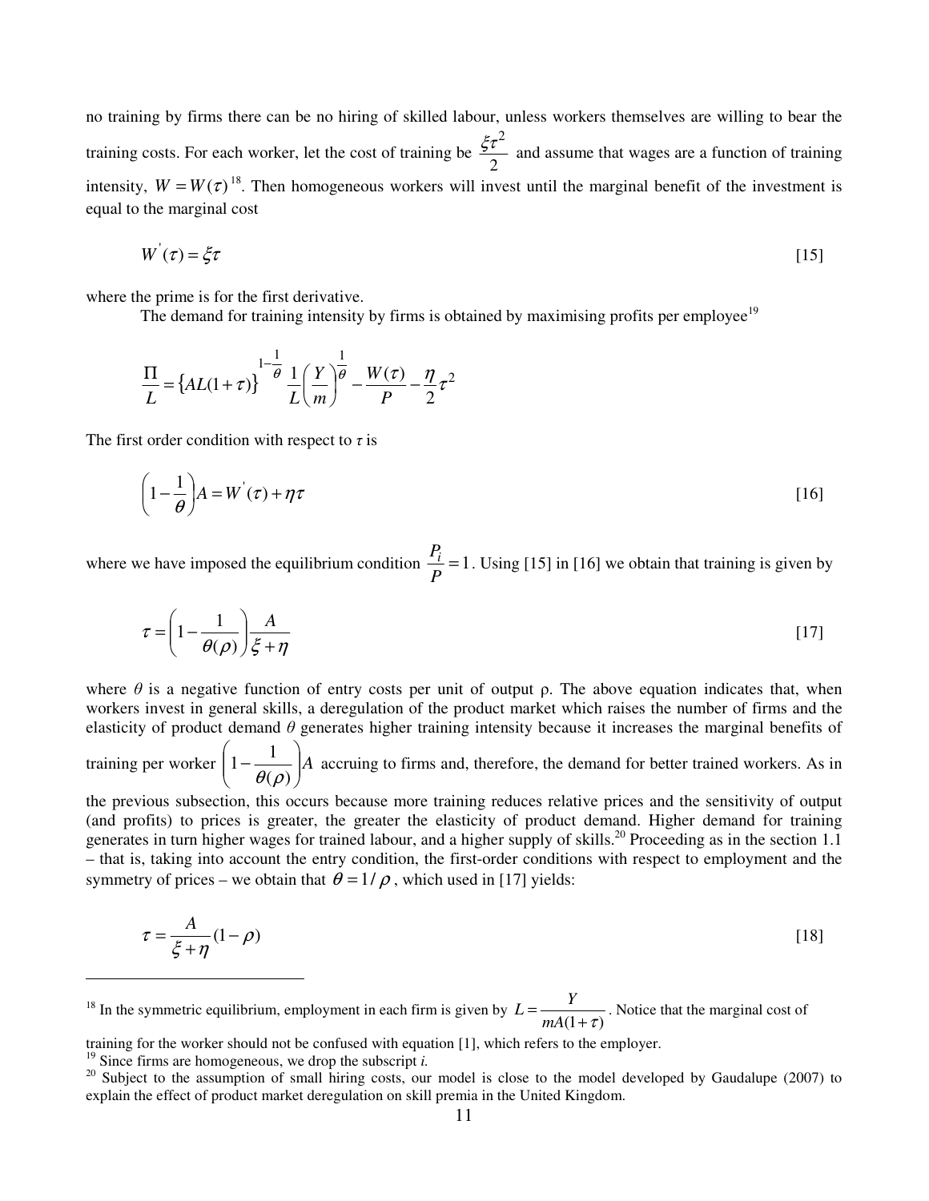no training by firms there can be no hiring of skilled labour, unless workers themselves are willing to bear the training costs. For each worker, let the cost of training be $\frac{\xi \tau^2}{2}$ and assume that wages are a function of training intensity, $W = W(\tau)$[18]. Then homogeneous workers will invest until the marginal benefit of the investment is equal to the marginal cost

$$W^{'}(\tau) = \xi \tau \tag{15}$$

where the prime is for the first derivative.

The demand for training intensity by firms is obtained by maximising profits per employee[19]

$$\frac{\Pi}{L} = \left\{ AL(1+\tau) \right\}^{1-\frac{1}{\theta}} \frac{1}{L} \left( \frac{Y}{m} \right)^{\frac{1}{\theta}} - \frac{W(\tau)}{P} - \frac{\eta}{2}\tau^2$$

The first order condition with respect to $\tau$ is

$$\left(1 - \frac{1}{\theta}\right) A = W^{'}(\tau) + \eta \tau \tag{16}$$

where we have imposed the equilibrium condition $\frac{P_i}{P} = 1$. Using [15] in [16] we obtain that training is given by

$$\tau = \left(1 - \frac{1}{\theta(\rho)}\right) \frac{A}{\xi + \eta} \tag{17}$$

where $\theta$ is a negative function of entry costs per unit of output ρ. The above equation indicates that, when workers invest in general skills, a deregulation of the product market which raises the number of firms and the elasticity of product demand $\theta$ generates higher training intensity because it increases the marginal benefits of training per worker $\left(1 - \frac{1}{\theta(\rho)}\right) A$ accruing to firms and, therefore, the demand for better trained workers. As in the previous subsection, this occurs because more training reduces relative prices and the sensitivity of output (and profits) to prices is greater, the greater the elasticity of product demand. Higher demand for training generates in turn higher wages for trained labour, and a higher supply of skills.[20] Proceeding as in the section 1.1 – that is, taking into account the entry condition, the first-order conditions with respect to employment and the symmetry of prices – we obtain that $\theta = 1/\rho$, which used in [17] yields:

$$\tau = \frac{A}{\xi + \eta}(1 - \rho) \tag{18}$$

---

[18] In the symmetric equilibrium, employment in each firm is given by $L = \frac{Y}{mA(1+\tau)}$. Notice that the marginal cost of training for the worker should not be confused with equation [1], which refers to the employer.

[19] Since firms are homogeneous, we drop the subscript *i*.

[20] Subject to the assumption of small hiring costs, our model is close to the model developed by Gaudalupe (2007) to explain the effect of product market deregulation on skill premia in the United Kingdom.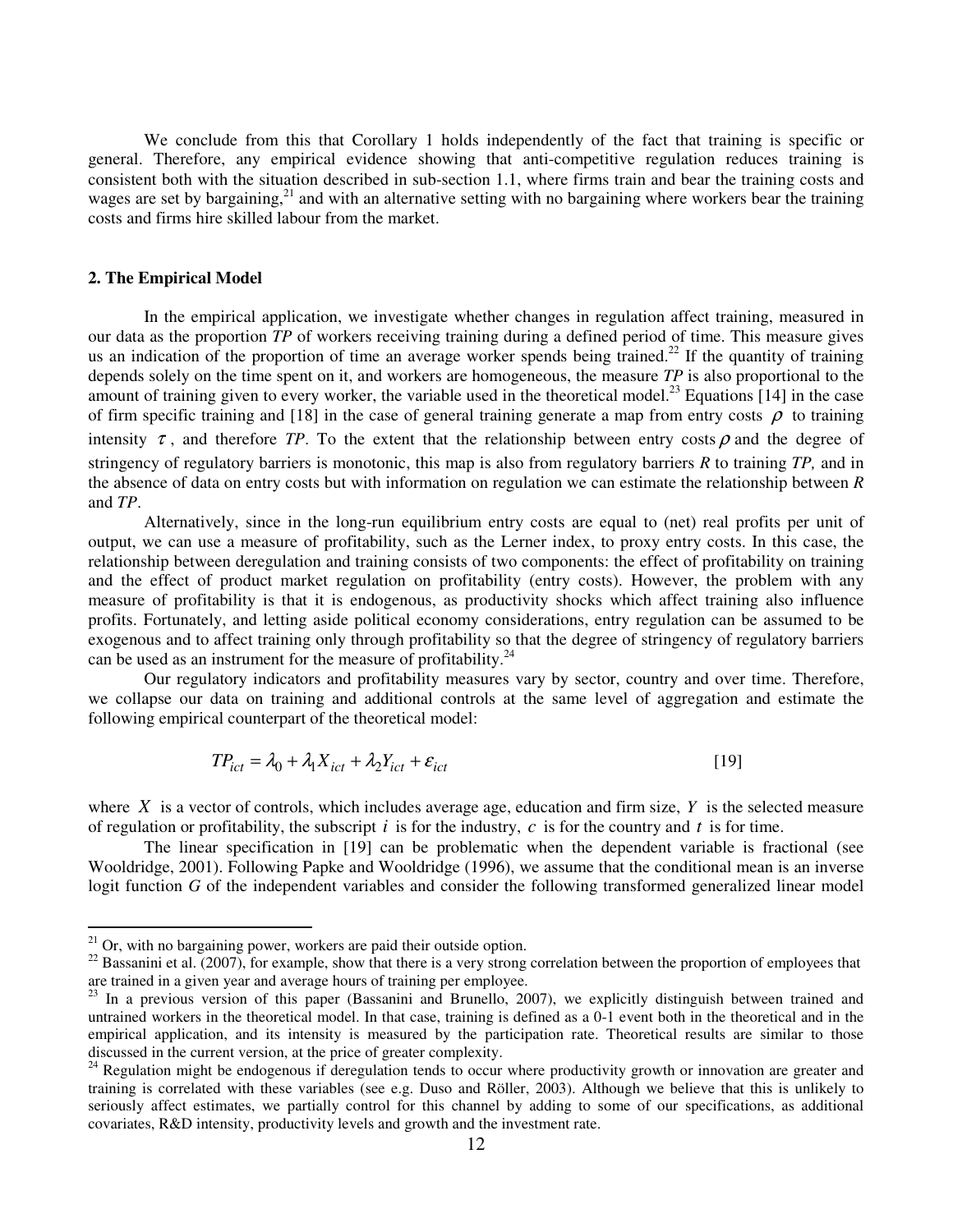We conclude from this that Corollary 1 holds independently of the fact that training is specific or general. Therefore, any empirical evidence showing that anti-competitive regulation reduces training is consistent both with the situation described in sub-section 1.1, where firms train and bear the training costs and wages are set by bargaining,[21] and with an alternative setting with no bargaining where workers bear the training costs and firms hire skilled labour from the market.

## 2. The Empirical Model

In the empirical application, we investigate whether changes in regulation affect training, measured in our data as the proportion *TP* of workers receiving training during a defined period of time. This measure gives us an indication of the proportion of time an average worker spends being trained.[22] If the quantity of training depends solely on the time spent on it, and workers are homogeneous, the measure *TP* is also proportional to the amount of training given to every worker, the variable used in the theoretical model.[23] Equations [14] in the case of firm specific training and [18] in the case of general training generate a map from entry costs $\rho$ to training intensity $\tau$, and therefore *TP*. To the extent that the relationship between entry costs $\rho$ and the degree of stringency of regulatory barriers is monotonic, this map is also from regulatory barriers *R* to training *TP,* and in the absence of data on entry costs but with information on regulation we can estimate the relationship between *R* and *TP*.

Alternatively, since in the long-run equilibrium entry costs are equal to (net) real profits per unit of output, we can use a measure of profitability, such as the Lerner index, to proxy entry costs. In this case, the relationship between deregulation and training consists of two components: the effect of profitability on training and the effect of product market regulation on profitability (entry costs). However, the problem with any measure of profitability is that it is endogenous, as productivity shocks which affect training also influence profits. Fortunately, and letting aside political economy considerations, entry regulation can be assumed to be exogenous and to affect training only through profitability so that the degree of stringency of regulatory barriers can be used as an instrument for the measure of profitability.[24]

Our regulatory indicators and profitability measures vary by sector, country and over time. Therefore, we collapse our data on training and additional controls at the same level of aggregation and estimate the following empirical counterpart of the theoretical model:

$$TP_{ict} = \lambda_0 + \lambda_1 X_{ict} + \lambda_2 Y_{ict} + \varepsilon_{ict} \qquad [19]$$

where $X$ is a vector of controls, which includes average age, education and firm size, $Y$ is the selected measure of regulation or profitability, the subscript $i$ is for the industry, $c$ is for the country and $t$ is for time.

The linear specification in [19] can be problematic when the dependent variable is fractional (see Wooldridge, 2001). Following Papke and Wooldridge (1996), we assume that the conditional mean is an inverse logit function *G* of the independent variables and consider the following transformed generalized linear model

---

[21] Or, with no bargaining power, workers are paid their outside option.

[22] Bassanini et al. (2007), for example, show that there is a very strong correlation between the proportion of employees that are trained in a given year and average hours of training per employee.

[23] In a previous version of this paper (Bassanini and Brunello, 2007), we explicitly distinguish between trained and untrained workers in the theoretical model. In that case, training is defined as a 0-1 event both in the theoretical and in the empirical application, and its intensity is measured by the participation rate. Theoretical results are similar to those discussed in the current version, at the price of greater complexity.

[24] Regulation might be endogenous if deregulation tends to occur where productivity growth or innovation are greater and training is correlated with these variables (see e.g. Duso and Röller, 2003). Although we believe that this is unlikely to seriously affect estimates, we partially control for this channel by adding to some of our specifications, as additional covariates, R&D intensity, productivity levels and growth and the investment rate.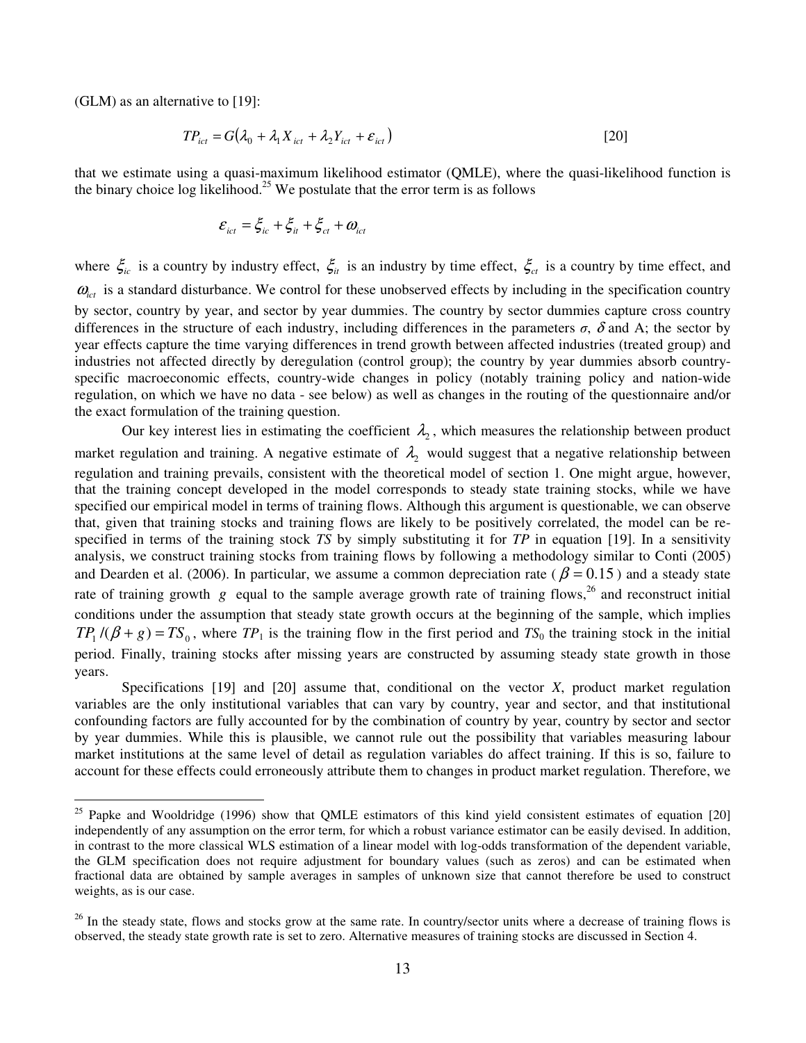(GLM) as an alternative to [19]:

$$TP_{ict} = G(\lambda_0 + \lambda_1 X_{ict} + \lambda_2 Y_{ict} + \varepsilon_{ict}) \qquad [20]$$

that we estimate using a quasi-maximum likelihood estimator (QMLE), where the quasi-likelihood function is the binary choice log likelihood.[25] We postulate that the error term is as follows

$$\varepsilon_{ict} = \xi_{ic} + \xi_{it} + \xi_{ct} + \omega_{ict}$$

where $\xi_{ic}$ is a country by industry effect, $\xi_{it}$ is an industry by time effect, $\xi_{ct}$ is a country by time effect, and $\omega_{ict}$ is a standard disturbance. We control for these unobserved effects by including in the specification country by sector, country by year, and sector by year dummies. The country by sector dummies capture cross country differences in the structure of each industry, including differences in the parameters $\sigma$, $\delta$ and A; the sector by year effects capture the time varying differences in trend growth between affected industries (treated group) and industries not affected directly by deregulation (control group); the country by year dummies absorb country-specific macroeconomic effects, country-wide changes in policy (notably training policy and nation-wide regulation, on which we have no data - see below) as well as changes in the routing of the questionnaire and/or the exact formulation of the training question.

Our key interest lies in estimating the coefficient $\lambda_2$, which measures the relationship between product market regulation and training. A negative estimate of $\lambda_2$ would suggest that a negative relationship between regulation and training prevails, consistent with the theoretical model of section 1. One might argue, however, that the training concept developed in the model corresponds to steady state training stocks, while we have specified our empirical model in terms of training flows. Although this argument is questionable, we can observe that, given that training stocks and training flows are likely to be positively correlated, the model can be re-specified in terms of the training stock *TS* by simply substituting it for *TP* in equation [19]. In a sensitivity analysis, we construct training stocks from training flows by following a methodology similar to Conti (2005) and Dearden et al. (2006). In particular, we assume a common depreciation rate ($\beta = 0.15$) and a steady state rate of training growth $g$ equal to the sample average growth rate of training flows,[26] and reconstruct initial conditions under the assumption that steady state growth occurs at the beginning of the sample, which implies $TP_1/(\beta + g) = TS_0$, where $TP_1$ is the training flow in the first period and $TS_0$ the training stock in the initial period. Finally, training stocks after missing years are constructed by assuming steady state growth in those years.

Specifications [19] and [20] assume that, conditional on the vector *X*, product market regulation variables are the only institutional variables that can vary by country, year and sector, and that institutional confounding factors are fully accounted for by the combination of country by year, country by sector and sector by year dummies. While this is plausible, we cannot rule out the possibility that variables measuring labour market institutions at the same level of detail as regulation variables do affect training. If this is so, failure to account for these effects could erroneously attribute them to changes in product market regulation. Therefore, we

---

[25] Papke and Wooldridge (1996) show that QMLE estimators of this kind yield consistent estimates of equation [20] independently of any assumption on the error term, for which a robust variance estimator can be easily devised. In addition, in contrast to the more classical WLS estimation of a linear model with log-odds transformation of the dependent variable, the GLM specification does not require adjustment for boundary values (such as zeros) and can be estimated when fractional data are obtained by sample averages in samples of unknown size that cannot therefore be used to construct weights, as is our case.

[26] In the steady state, flows and stocks grow at the same rate. In country/sector units where a decrease of training flows is observed, the steady state growth rate is set to zero. Alternative measures of training stocks are discussed in Section 4.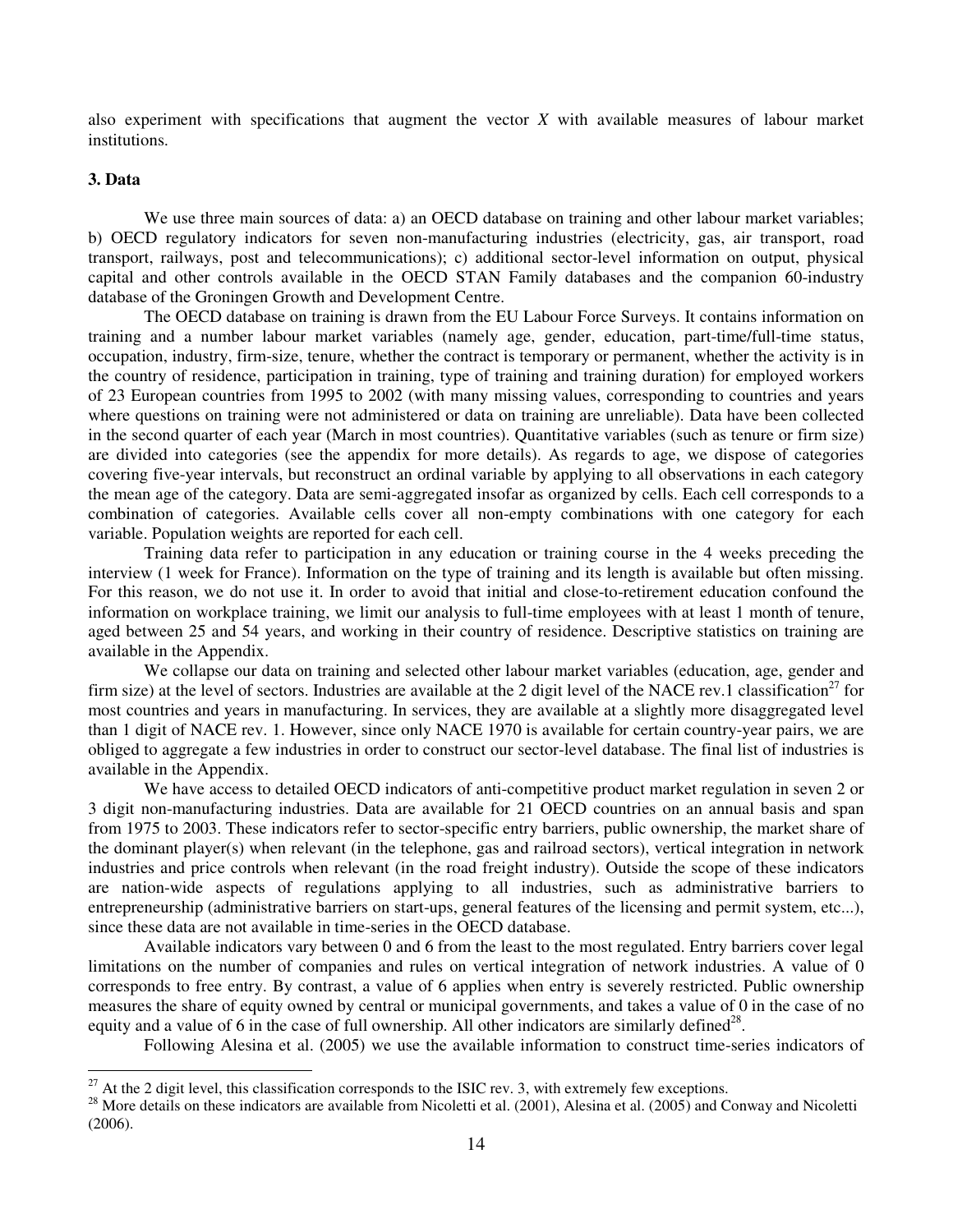also experiment with specifications that augment the vector $X$ with available measures of labour market institutions.

### 3. Data

We use three main sources of data: a) an OECD database on training and other labour market variables; b) OECD regulatory indicators for seven non-manufacturing industries (electricity, gas, air transport, road transport, railways, post and telecommunications); c) additional sector-level information on output, physical capital and other controls available in the OECD STAN Family databases and the companion 60-industry database of the Groningen Growth and Development Centre.

The OECD database on training is drawn from the EU Labour Force Surveys. It contains information on training and a number labour market variables (namely age, gender, education, part-time/full-time status, occupation, industry, firm-size, tenure, whether the contract is temporary or permanent, whether the activity is in the country of residence, participation in training, type of training and training duration) for employed workers of 23 European countries from 1995 to 2002 (with many missing values, corresponding to countries and years where questions on training were not administered or data on training are unreliable). Data have been collected in the second quarter of each year (March in most countries). Quantitative variables (such as tenure or firm size) are divided into categories (see the appendix for more details). As regards to age, we dispose of categories covering five-year intervals, but reconstruct an ordinal variable by applying to all observations in each category the mean age of the category. Data are semi-aggregated insofar as organized by cells. Each cell corresponds to a combination of categories. Available cells cover all non-empty combinations with one category for each variable. Population weights are reported for each cell.

Training data refer to participation in any education or training course in the 4 weeks preceding the interview (1 week for France). Information on the type of training and its length is available but often missing. For this reason, we do not use it. In order to avoid that initial and close-to-retirement education confound the information on workplace training, we limit our analysis to full-time employees with at least 1 month of tenure, aged between 25 and 54 years, and working in their country of residence. Descriptive statistics on training are available in the Appendix.

We collapse our data on training and selected other labour market variables (education, age, gender and firm size) at the level of sectors. Industries are available at the 2 digit level of the NACE rev.1 classification[27] for most countries and years in manufacturing. In services, they are available at a slightly more disaggregated level than 1 digit of NACE rev. 1. However, since only NACE 1970 is available for certain country-year pairs, we are obliged to aggregate a few industries in order to construct our sector-level database. The final list of industries is available in the Appendix.

We have access to detailed OECD indicators of anti-competitive product market regulation in seven 2 or 3 digit non-manufacturing industries. Data are available for 21 OECD countries on an annual basis and span from 1975 to 2003. These indicators refer to sector-specific entry barriers, public ownership, the market share of the dominant player(s) when relevant (in the telephone, gas and railroad sectors), vertical integration in network industries and price controls when relevant (in the road freight industry). Outside the scope of these indicators are nation-wide aspects of regulations applying to all industries, such as administrative barriers to entrepreneurship (administrative barriers on start-ups, general features of the licensing and permit system, etc...), since these data are not available in time-series in the OECD database.

Available indicators vary between 0 and 6 from the least to the most regulated. Entry barriers cover legal limitations on the number of companies and rules on vertical integration of network industries. A value of 0 corresponds to free entry. By contrast, a value of 6 applies when entry is severely restricted. Public ownership measures the share of equity owned by central or municipal governments, and takes a value of 0 in the case of no equity and a value of 6 in the case of full ownership. All other indicators are similarly defined[28].

Following Alesina et al. (2005) we use the available information to construct time-series indicators of

[27] At the 2 digit level, this classification corresponds to the ISIC rev. 3, with extremely few exceptions.

[28] More details on these indicators are available from Nicoletti et al. (2001), Alesina et al. (2005) and Conway and Nicoletti (2006).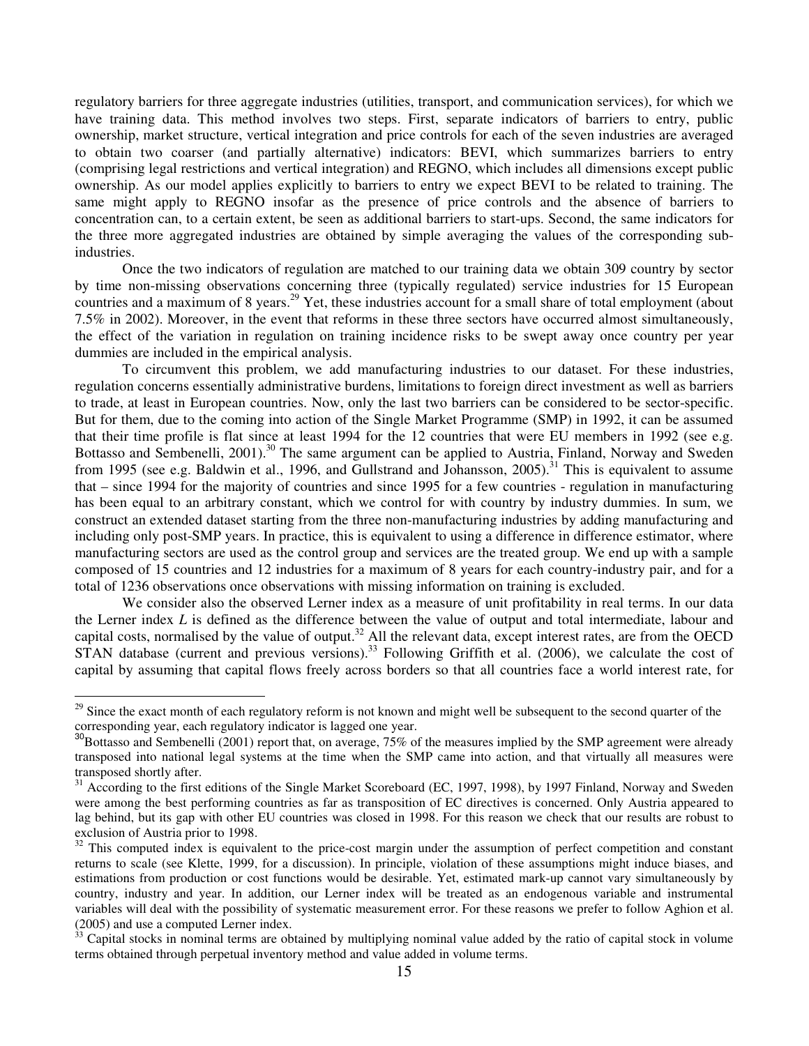regulatory barriers for three aggregate industries (utilities, transport, and communication services), for which we have training data. This method involves two steps. First, separate indicators of barriers to entry, public ownership, market structure, vertical integration and price controls for each of the seven industries are averaged to obtain two coarser (and partially alternative) indicators: BEVI, which summarizes barriers to entry (comprising legal restrictions and vertical integration) and REGNO, which includes all dimensions except public ownership. As our model applies explicitly to barriers to entry we expect BEVI to be related to training. The same might apply to REGNO insofar as the presence of price controls and the absence of barriers to concentration can, to a certain extent, be seen as additional barriers to start-ups. Second, the same indicators for the three more aggregated industries are obtained by simple averaging the values of the corresponding sub-industries.

Once the two indicators of regulation are matched to our training data we obtain 309 country by sector by time non-missing observations concerning three (typically regulated) service industries for 15 European countries and a maximum of 8 years.[29] Yet, these industries account for a small share of total employment (about 7.5% in 2002). Moreover, in the event that reforms in these three sectors have occurred almost simultaneously, the effect of the variation in regulation on training incidence risks to be swept away once country per year dummies are included in the empirical analysis.

To circumvent this problem, we add manufacturing industries to our dataset. For these industries, regulation concerns essentially administrative burdens, limitations to foreign direct investment as well as barriers to trade, at least in European countries. Now, only the last two barriers can be considered to be sector-specific. But for them, due to the coming into action of the Single Market Programme (SMP) in 1992, it can be assumed that their time profile is flat since at least 1994 for the 12 countries that were EU members in 1992 (see e.g. Bottasso and Sembenelli, 2001).[30] The same argument can be applied to Austria, Finland, Norway and Sweden from 1995 (see e.g. Baldwin et al., 1996, and Gullstrand and Johansson, 2005).[31] This is equivalent to assume that – since 1994 for the majority of countries and since 1995 for a few countries - regulation in manufacturing has been equal to an arbitrary constant, which we control for with country by industry dummies. In sum, we construct an extended dataset starting from the three non-manufacturing industries by adding manufacturing and including only post-SMP years. In practice, this is equivalent to using a difference in difference estimator, where manufacturing sectors are used as the control group and services are the treated group. We end up with a sample composed of 15 countries and 12 industries for a maximum of 8 years for each country-industry pair, and for a total of 1236 observations once observations with missing information on training is excluded.

We consider also the observed Lerner index as a measure of unit profitability in real terms. In our data the Lerner index $L$ is defined as the difference between the value of output and total intermediate, labour and capital costs, normalised by the value of output.[32] All the relevant data, except interest rates, are from the OECD STAN database (current and previous versions).[33] Following Griffith et al. (2006), we calculate the cost of capital by assuming that capital flows freely across borders so that all countries face a world interest rate, for

---

[29] Since the exact month of each regulatory reform is not known and might well be subsequent to the second quarter of the corresponding year, each regulatory indicator is lagged one year.

[30] Bottasso and Sembenelli (2001) report that, on average, 75% of the measures implied by the SMP agreement were already transposed into national legal systems at the time when the SMP came into action, and that virtually all measures were transposed shortly after.

[31] According to the first editions of the Single Market Scoreboard (EC, 1997, 1998), by 1997 Finland, Norway and Sweden were among the best performing countries as far as transposition of EC directives is concerned. Only Austria appeared to lag behind, but its gap with other EU countries was closed in 1998. For this reason we check that our results are robust to exclusion of Austria prior to 1998.

[32] This computed index is equivalent to the price-cost margin under the assumption of perfect competition and constant returns to scale (see Klette, 1999, for a discussion). In principle, violation of these assumptions might induce biases, and estimations from production or cost functions would be desirable. Yet, estimated mark-up cannot vary simultaneously by country, industry and year. In addition, our Lerner index will be treated as an endogenous variable and instrumental variables will deal with the possibility of systematic measurement error. For these reasons we prefer to follow Aghion et al. (2005) and use a computed Lerner index.

[33] Capital stocks in nominal terms are obtained by multiplying nominal value added by the ratio of capital stock in volume terms obtained through perpetual inventory method and value added in volume terms.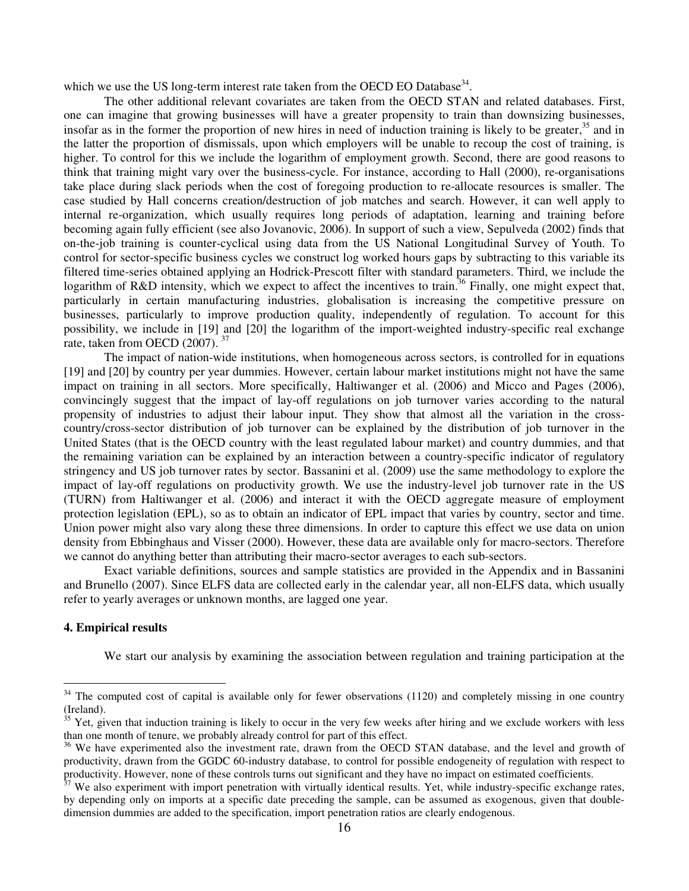which we use the US long-term interest rate taken from the OECD EO Database[34].

The other additional relevant covariates are taken from the OECD STAN and related databases. First, one can imagine that growing businesses will have a greater propensity to train than downsizing businesses, insofar as in the former the proportion of new hires in need of induction training is likely to be greater,[35] and in the latter the proportion of dismissals, upon which employers will be unable to recoup the cost of training, is higher. To control for this we include the logarithm of employment growth. Second, there are good reasons to think that training might vary over the business-cycle. For instance, according to Hall (2000), re-organisations take place during slack periods when the cost of foregoing production to re-allocate resources is smaller. The case studied by Hall concerns creation/destruction of job matches and search. However, it can well apply to internal re-organization, which usually requires long periods of adaptation, learning and training before becoming again fully efficient (see also Jovanovic, 2006). In support of such a view, Sepulveda (2002) finds that on-the-job training is counter-cyclical using data from the US National Longitudinal Survey of Youth. To control for sector-specific business cycles we construct log worked hours gaps by subtracting to this variable its filtered time-series obtained applying an Hodrick-Prescott filter with standard parameters. Third, we include the logarithm of R&D intensity, which we expect to affect the incentives to train.[36] Finally, one might expect that, particularly in certain manufacturing industries, globalisation is increasing the competitive pressure on businesses, particularly to improve production quality, independently of regulation. To account for this possibility, we include in [19] and [20] the logarithm of the import-weighted industry-specific real exchange rate, taken from OECD (2007). [37]

The impact of nation-wide institutions, when homogeneous across sectors, is controlled for in equations [19] and [20] by country per year dummies. However, certain labour market institutions might not have the same impact on training in all sectors. More specifically, Haltiwanger et al. (2006) and Micco and Pages (2006), convincingly suggest that the impact of lay-off regulations on job turnover varies according to the natural propensity of industries to adjust their labour input. They show that almost all the variation in the cross-country/cross-sector distribution of job turnover can be explained by the distribution of job turnover in the United States (that is the OECD country with the least regulated labour market) and country dummies, and that the remaining variation can be explained by an interaction between a country-specific indicator of regulatory stringency and US job turnover rates by sector. Bassanini et al. (2009) use the same methodology to explore the impact of lay-off regulations on productivity growth. We use the industry-level job turnover rate in the US (TURN) from Haltiwanger et al. (2006) and interact it with the OECD aggregate measure of employment protection legislation (EPL), so as to obtain an indicator of EPL impact that varies by country, sector and time. Union power might also vary along these three dimensions. In order to capture this effect we use data on union density from Ebbinghaus and Visser (2000). However, these data are available only for macro-sectors. Therefore we cannot do anything better than attributing their macro-sector averages to each sub-sectors.

Exact variable definitions, sources and sample statistics are provided in the Appendix and in Bassanini and Brunello (2007). Since ELFS data are collected early in the calendar year, all non-ELFS data, which usually refer to yearly averages or unknown months, are lagged one year.

#### 4. Empirical results

We start our analysis by examining the association between regulation and training participation at the

---

[34] The computed cost of capital is available only for fewer observations (1120) and completely missing in one country (Ireland).

[35] Yet, given that induction training is likely to occur in the very few weeks after hiring and we exclude workers with less than one month of tenure, we probably already control for part of this effect.

[36] We have experimented also the investment rate, drawn from the OECD STAN database, and the level and growth of productivity, drawn from the GGDC 60-industry database, to control for possible endogeneity of regulation with respect to productivity. However, none of these controls turns out significant and they have no impact on estimated coefficients.

[37] We also experiment with import penetration with virtually identical results. Yet, while industry-specific exchange rates, by depending only on imports at a specific date preceding the sample, can be assumed as exogenous, given that double-dimension dummies are added to the specification, import penetration ratios are clearly endogenous.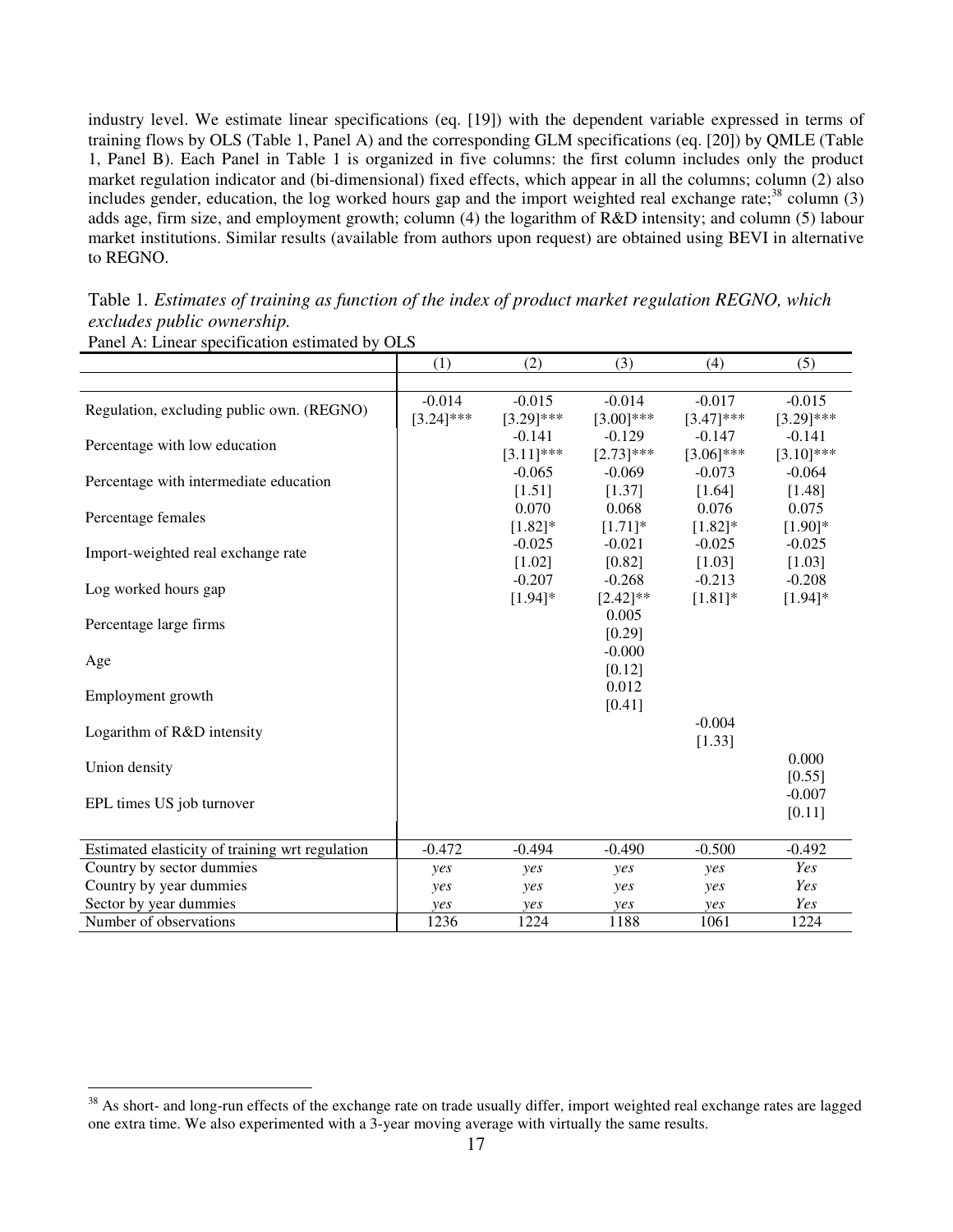industry level. We estimate linear specifications (eq. [19]) with the dependent variable expressed in terms of training flows by OLS (Table 1, Panel A) and the corresponding GLM specifications (eq. [20]) by QMLE (Table 1, Panel B). Each Panel in Table 1 is organized in five columns: the first column includes only the product market regulation indicator and (bi-dimensional) fixed effects, which appear in all the columns; column (2) also includes gender, education, the log worked hours gap and the import weighted real exchange rate;[38] column (3) adds age, firm size, and employment growth; column (4) the logarithm of R&D intensity; and column (5) labour market institutions. Similar results (available from authors upon request) are obtained using BEVI in alternative to REGNO.

Table 1. *Estimates of training as function of the index of product market regulation REGNO, which excludes public ownership.*

Panel A: Linear specification estimated by OLS

| | (1) | (2) | (3) | (4) | (5) |
|---|---|---|---|---|---|
| Regulation, excluding public own. (REGNO) | -0.014<br>[3.24]*** | -0.015<br>[3.29]*** | -0.014<br>[3.00]*** | -0.017<br>[3.47]*** | -0.015<br>[3.29]*** |
| Percentage with low education | | -0.141<br>[3.11]*** | -0.129<br>[2.73]*** | -0.147<br>[3.06]*** | -0.141<br>[3.10]*** |
| Percentage with intermediate education | | -0.065<br>[1.51] | -0.069<br>[1.37] | -0.073<br>[1.64] | -0.064<br>[1.48] |
| Percentage females | | 0.070<br>[1.82]* | 0.068<br>[1.71]* | 0.076<br>[1.82]* | 0.075<br>[1.90]* |
| Import-weighted real exchange rate | | -0.025<br>[1.02] | -0.021<br>[0.82] | -0.025<br>[1.03] | -0.025<br>[1.03] |
| Log worked hours gap | | -0.207<br>[1.94]* | -0.268<br>[2.42]** | -0.213<br>[1.81]* | -0.208<br>[1.94]* |
| Percentage large firms | | | 0.005<br>[0.29] | | |
| Age | | | -0.000<br>[0.12] | | |
| Employment growth | | | 0.012<br>[0.41] | | |
| Logarithm of R&D intensity | | | | -0.004<br>[1.33] | |
| Union density | | | | | 0.000<br>[0.55] |
| EPL times US job turnover | | | | | -0.007<br>[0.11] |
| Estimated elasticity of training wrt regulation | -0.472 | -0.494 | -0.490 | -0.500 | -0.492 |
| Country by sector dummies | *yes* | *yes* | *yes* | *yes* | *Yes* |
| Country by year dummies | *yes* | *yes* | *yes* | *yes* | *Yes* |
| Sector by year dummies | *yes* | *yes* | *yes* | *yes* | *Yes* |
| Number of observations | 1236 | 1224 | 1188 | 1061 | 1224 |

[38] As short- and long-run effects of the exchange rate on trade usually differ, import weighted real exchange rates are lagged one extra time. We also experimented with a 3-year moving average with virtually the same results.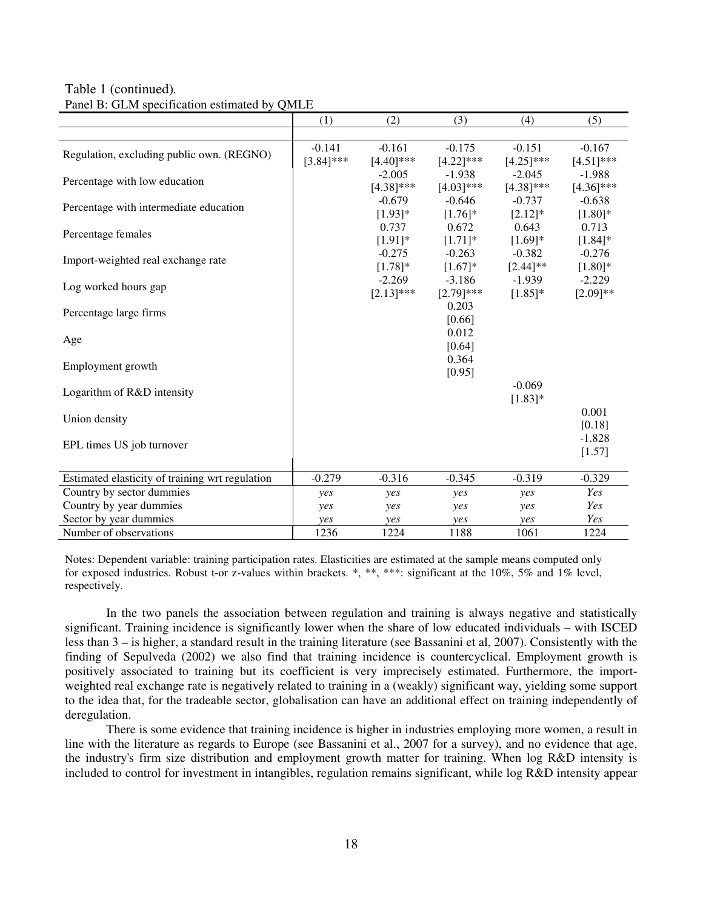Table 1 (continued).

Panel B: GLM specification estimated by QMLE

| | (1) | (2) | (3) | (4) | (5) |
|---|---|---|---|---|---|
| Regulation, excluding public own. (REGNO) | -0.141<br>[3.84]*** | -0.161<br>[4.40]*** | -0.175<br>[4.22]*** | -0.151<br>[4.25]*** | -0.167<br>[4.51]*** |
| Percentage with low education | | -2.005<br>[4.38]*** | -1.938<br>[4.03]*** | -2.045<br>[4.38]*** | -1.988<br>[4.36]*** |
| Percentage with intermediate education | | -0.679<br>[1.93]* | -0.646<br>[1.76]* | -0.737<br>[2.12]* | -0.638<br>[1.80]* |
| Percentage females | | 0.737<br>[1.91]* | 0.672<br>[1.71]* | 0.643<br>[1.69]* | 0.713<br>[1.84]* |
| Import-weighted real exchange rate | | -0.275<br>[1.78]* | -0.263<br>[1.67]* | -0.382<br>[2.44]** | -0.276<br>[1.80]* |
| Log worked hours gap | | -2.269<br>[2.13]*** | -3.186<br>[2.79]*** | -1.939<br>[1.85]* | -2.229<br>[2.09]** |
| Percentage large firms | | | 0.203<br>[0.66] | | |
| Age | | | 0.012<br>[0.64] | | |
| Employment growth | | | 0.364<br>[0.95] | | |
| Logarithm of R&D intensity | | | | -0.069<br>[1.83]* | |
| Union density | | | | | 0.001<br>[0.18] |
| EPL times US job turnover | | | | | -1.828<br>[1.57] |
| Estimated elasticity of training wrt regulation | -0.279 | -0.316 | -0.345 | -0.319 | -0.329 |
| Country by sector dummies | *yes* | *yes* | *yes* | *yes* | *Yes* |
| Country by year dummies | *yes* | *yes* | *yes* | *yes* | *Yes* |
| Sector by year dummies | *yes* | *yes* | *yes* | *yes* | *Yes* |
| Number of observations | 1236 | 1224 | 1188 | 1061 | 1224 |

Notes: Dependent variable: training participation rates. Elasticities are estimated at the sample means computed only for exposed industries. Robust t-or z-values within brackets. *, **, ***: significant at the 10%, 5% and 1% level, respectively.

In the two panels the association between regulation and training is always negative and statistically significant. Training incidence is significantly lower when the share of low educated individuals – with ISCED less than 3 – is higher, a standard result in the training literature (see Bassanini et al, 2007). Consistently with the finding of Sepulveda (2002) we also find that training incidence is countercyclical. Employment growth is positively associated to training but its coefficient is very imprecisely estimated. Furthermore, the import-weighted real exchange rate is negatively related to training in a (weakly) significant way, yielding some support to the idea that, for the tradeable sector, globalisation can have an additional effect on training independently of deregulation.

There is some evidence that training incidence is higher in industries employing more women, a result in line with the literature as regards to Europe (see Bassanini et al., 2007 for a survey), and no evidence that age, the industry's firm size distribution and employment growth matter for training. When log R&D intensity is included to control for investment in intangibles, regulation remains significant, while log R&D intensity appear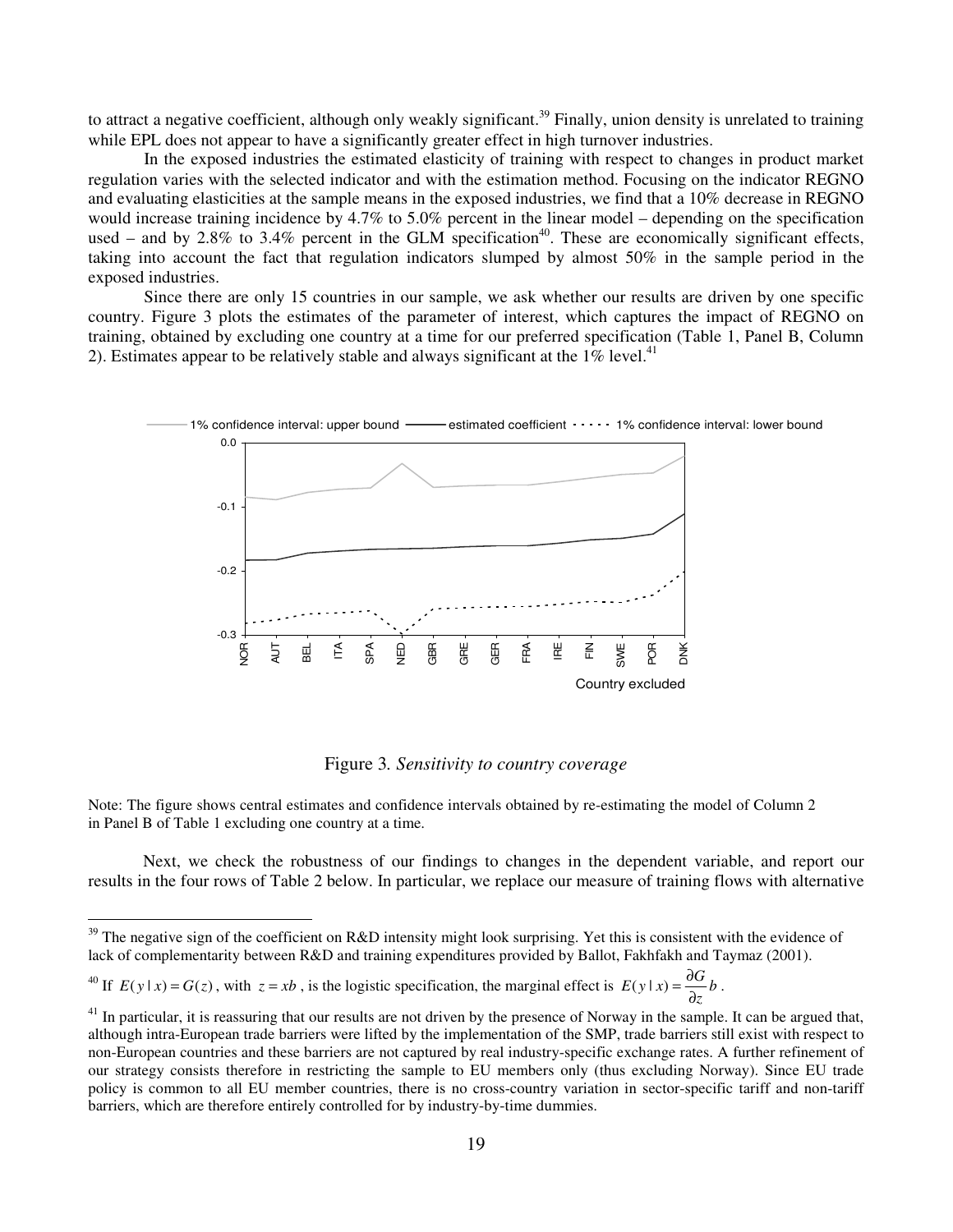to attract a negative coefficient, although only weakly significant.[39] Finally, union density is unrelated to training while EPL does not appear to have a significantly greater effect in high turnover industries.

In the exposed industries the estimated elasticity of training with respect to changes in product market regulation varies with the selected indicator and with the estimation method. Focusing on the indicator REGNO and evaluating elasticities at the sample means in the exposed industries, we find that a 10% decrease in REGNO would increase training incidence by 4.7% to 5.0% percent in the linear model – depending on the specification used – and by 2.8% to 3.4% percent in the GLM specification[40]. These are economically significant effects, taking into account the fact that regulation indicators slumped by almost 50% in the sample period in the exposed industries.

Since there are only 15 countries in our sample, we ask whether our results are driven by one specific country. Figure 3 plots the estimates of the parameter of interest, which captures the impact of REGNO on training, obtained by excluding one country at a time for our preferred specification (Table 1, Panel B, Column 2). Estimates appear to be relatively stable and always significant at the 1% level.[41]

Figure 3. *Sensitivity to country coverage*

Note: The figure shows central estimates and confidence intervals obtained by re-estimating the model of Column 2 in Panel B of Table 1 excluding one country at a time.

Next, we check the robustness of our findings to changes in the dependent variable, and report our results in the four rows of Table 2 below. In particular, we replace our measure of training flows with alternative

---

[39] The negative sign of the coefficient on R&D intensity might look surprising. Yet this is consistent with the evidence of lack of complementarity between R&D and training expenditures provided by Ballot, Fakhfakh and Taymaz (2001).

[40] If $E(y \mid x) = G(z)$, with $z = xb$, is the logistic specification, the marginal effect is $E(y \mid x) = \frac{\partial G}{\partial z} b$.

[41] In particular, it is reassuring that our results are not driven by the presence of Norway in the sample. It can be argued that, although intra-European trade barriers were lifted by the implementation of the SMP, trade barriers still exist with respect to non-European countries and these barriers are not captured by real industry-specific exchange rates. A further refinement of our strategy consists therefore in restricting the sample to EU members only (thus excluding Norway). Since EU trade policy is common to all EU member countries, there is no cross-country variation in sector-specific tariff and non-tariff barriers, which are therefore entirely controlled for by industry-by-time dummies.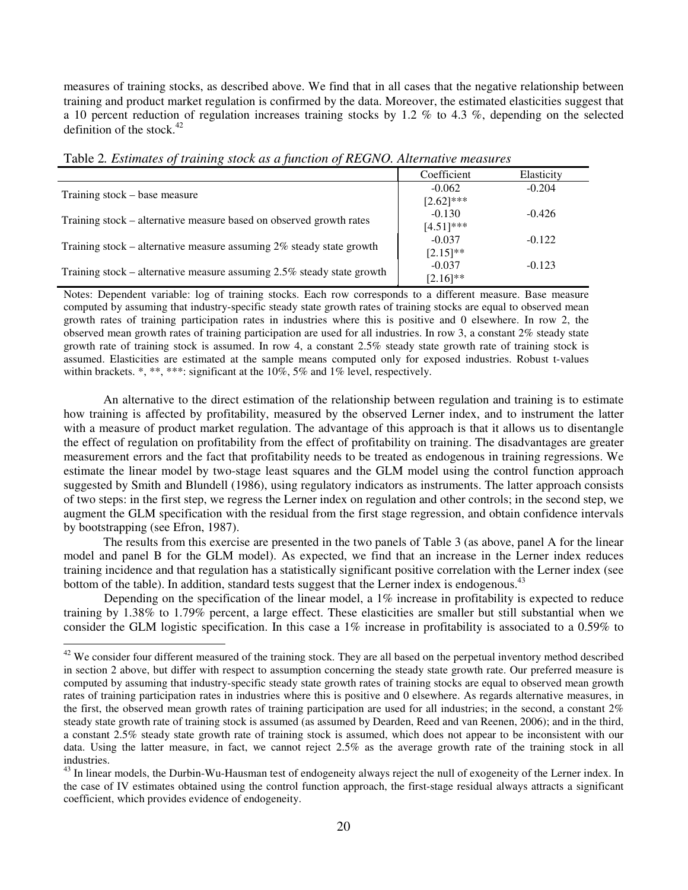measures of training stocks, as described above. We find that in all cases that the negative relationship between training and product market regulation is confirmed by the data. Moreover, the estimated elasticities suggest that a 10 percent reduction of regulation increases training stocks by 1.2 % to 4.3 %, depending on the selected definition of the stock.[42]

Table 2. *Estimates of training stock as a function of REGNO. Alternative measures*

| | Coefficient | Elasticity |
|---|---|---|
| Training stock – base measure | -0.062<br>[2.62]*** | -0.204 |
| Training stock – alternative measure based on observed growth rates | -0.130<br>[4.51]*** | -0.426 |
| Training stock – alternative measure assuming 2% steady state growth | -0.037<br>[2.15]** | -0.122 |
| Training stock – alternative measure assuming 2.5% steady state growth | -0.037<br>[2.16]** | -0.123 |

Notes: Dependent variable: log of training stocks. Each row corresponds to a different measure. Base measure computed by assuming that industry-specific steady state growth rates of training stocks are equal to observed mean growth rates of training participation rates in industries where this is positive and 0 elsewhere. In row 2, the observed mean growth rates of training participation are used for all industries. In row 3, a constant 2% steady state growth rate of training stock is assumed. In row 4, a constant 2.5% steady state growth rate of training stock is assumed. Elasticities are estimated at the sample means computed only for exposed industries. Robust t-values within brackets. *, **, ***: significant at the 10%, 5% and 1% level, respectively.

An alternative to the direct estimation of the relationship between regulation and training is to estimate how training is affected by profitability, measured by the observed Lerner index, and to instrument the latter with a measure of product market regulation. The advantage of this approach is that it allows us to disentangle the effect of regulation on profitability from the effect of profitability on training. The disadvantages are greater measurement errors and the fact that profitability needs to be treated as endogenous in training regressions. We estimate the linear model by two-stage least squares and the GLM model using the control function approach suggested by Smith and Blundell (1986), using regulatory indicators as instruments. The latter approach consists of two steps: in the first step, we regress the Lerner index on regulation and other controls; in the second step, we augment the GLM specification with the residual from the first stage regression, and obtain confidence intervals by bootstrapping (see Efron, 1987).

The results from this exercise are presented in the two panels of Table 3 (as above, panel A for the linear model and panel B for the GLM model). As expected, we find that an increase in the Lerner index reduces training incidence and that regulation has a statistically significant positive correlation with the Lerner index (see bottom of the table). In addition, standard tests suggest that the Lerner index is endogenous.[43]

Depending on the specification of the linear model, a 1% increase in profitability is expected to reduce training by 1.38% to 1.79% percent, a large effect. These elasticities are smaller but still substantial when we consider the GLM logistic specification. In this case a 1% increase in profitability is associated to a 0.59% to

[42] We consider four different measured of the training stock. They are all based on the perpetual inventory method described in section 2 above, but differ with respect to assumption concerning the steady state growth rate. Our preferred measure is computed by assuming that industry-specific steady state growth rates of training stocks are equal to observed mean growth rates of training participation rates in industries where this is positive and 0 elsewhere. As regards alternative measures, in the first, the observed mean growth rates of training participation are used for all industries; in the second, a constant 2% steady state growth rate of training stock is assumed (as assumed by Dearden, Reed and van Reenen, 2006); and in the third, a constant 2.5% steady state growth rate of training stock is assumed, which does not appear to be inconsistent with our data. Using the latter measure, in fact, we cannot reject 2.5% as the average growth rate of the training stock in all industries.

[43] In linear models, the Durbin-Wu-Hausman test of endogeneity always reject the null of exogeneity of the Lerner index. In the case of IV estimates obtained using the control function approach, the first-stage residual always attracts a significant coefficient, which provides evidence of endogeneity.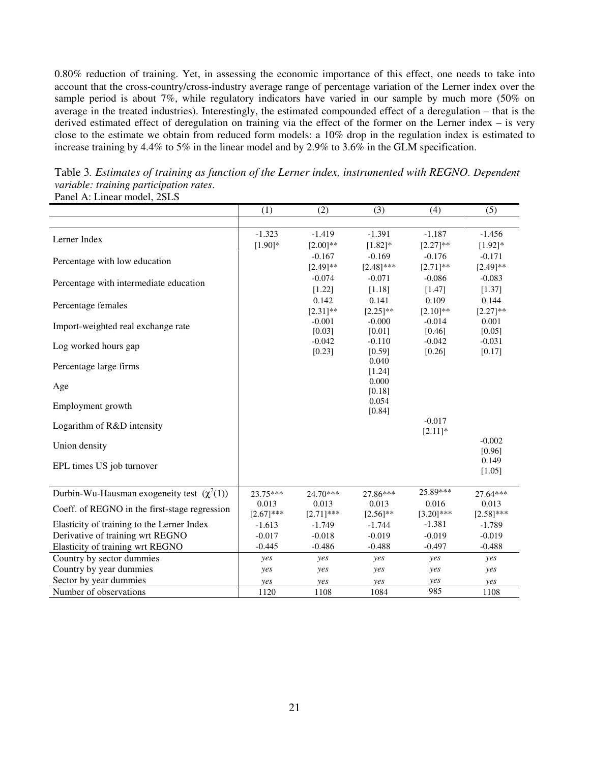0.80% reduction of training. Yet, in assessing the economic importance of this effect, one needs to take into account that the cross-country/cross-industry average range of percentage variation of the Lerner index over the sample period is about 7%, while regulatory indicators have varied in our sample by much more (50% on average in the treated industries). Interestingly, the estimated compounded effect of a deregulation – that is the derived estimated effect of deregulation on training via the effect of the former on the Lerner index – is very close to the estimate we obtain from reduced form models: a 10% drop in the regulation index is estimated to increase training by 4.4% to 5% in the linear model and by 2.9% to 3.6% in the GLM specification.

Table 3. *Estimates of training as function of the Lerner index, instrumented with REGNO. Dependent variable: training participation rates*.

Panel A: Linear model, 2SLS

| | (1) | (2) | (3) | (4) | (5) |
|---|---|---|---|---|---|
| Lerner Index | -1.323<br>[1.90]* | -1.419<br>[2.00]** | -1.391<br>[1.82]* | -1.187<br>[2.27]** | -1.456<br>[1.92]* |
| Percentage with low education | | -0.167<br>[2.49]** | -0.169<br>[2.48]*** | -0.176<br>[2.71]** | -0.171<br>[2.49]** |
| Percentage with intermediate education | | -0.074<br>[1.22] | -0.071<br>[1.18] | -0.086<br>[1.47] | -0.083<br>[1.37] |
| Percentage females | | 0.142<br>[2.31]** | 0.141<br>[2.25]** | 0.109<br>[2.10]** | 0.144<br>[2.27]** |
| Import-weighted real exchange rate | | -0.001<br>[0.03] | -0.000<br>[0.01] | -0.014<br>[0.46] | 0.001<br>[0.05] |
| Log worked hours gap | | -0.042<br>[0.23] | -0.110<br>[0.59] | -0.042<br>[0.26] | -0.031<br>[0.17] |
| Percentage large firms | | | 0.040<br>[1.24] | | |
| Age | | | 0.000<br>[0.18] | | |
| Employment growth | | | 0.054<br>[0.84] | | |
| Logarithm of R&D intensity | | | | -0.017<br>[2.11]* | |
| Union density | | | | | -0.002<br>[0.96] |
| EPL times US job turnover | | | | | 0.149<br>[1.05] |
| Durbin-Wu-Hausman exogeneity test ($\chi^2(1)$) | 23.75*** | 24.70*** | 27.86*** | 25.89*** | 27.64*** |
| Coeff. of REGNO in the first-stage regression | 0.013<br>[2.67]*** | 0.013<br>[2.71]*** | 0.013<br>[2.56]** | 0.016<br>[3.20]*** | 0.013<br>[2.58]*** |
| Elasticity of training to the Lerner Index | -1.613 | -1.749 | -1.744 | -1.381 | -1.789 |
| Derivative of training wrt REGNO | -0.017 | -0.018 | -0.019 | -0.019 | -0.019 |
| Elasticity of training wrt REGNO | -0.445 | -0.486 | -0.488 | -0.497 | -0.488 |
| Country by sector dummies | *yes* | *yes* | *yes* | *yes* | *yes* |
| Country by year dummies | *yes* | *yes* | *yes* | *yes* | *yes* |
| Sector by year dummies | *yes* | *yes* | *yes* | *yes* | *yes* |
| Number of observations | 1120 | 1108 | 1084 | 985 | 1108 |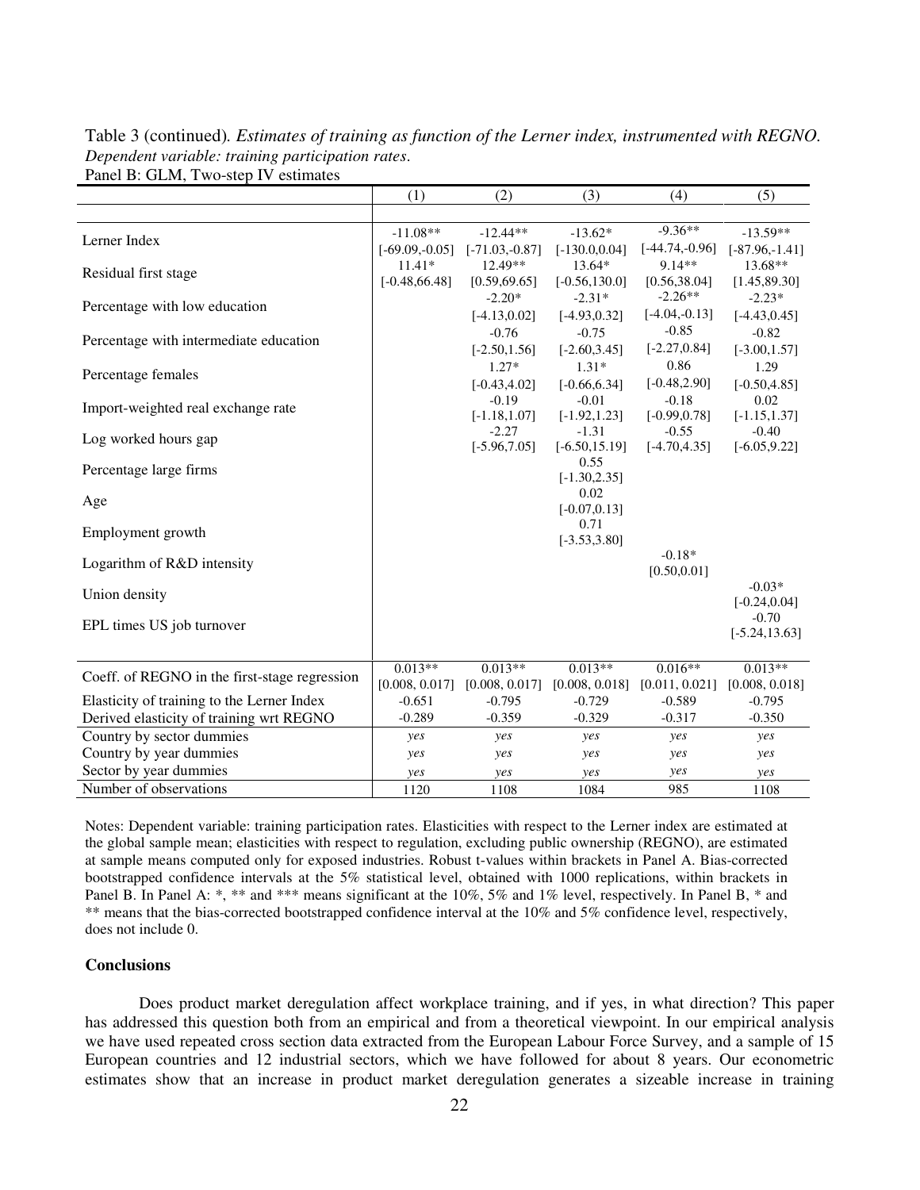Table 3 (continued). *Estimates of training as function of the Lerner index, instrumented with REGNO. Dependent variable: training participation rates.*

Panel B: GLM, Two-step IV estimates

| | (1) | (2) | (3) | (4) | (5) |
|---|---|---|---|---|---|
| Lerner Index | -11.08** [-69.09,-0.05] | -12.44** [-71.03,-0.87] | -13.62* [-130.0,0.04] | -9.36** [-44.74,-0.96] | -13.59** [-87.96,-1.41] |
| Residual first stage | 11.41* [-0.48,66.48] | 12.49** [0.59,69.65] | 13.64* [-0.56,130.0] | 9.14** [0.56,38.04] | 13.68** [1.45,89.30] |
| Percentage with low education | | -2.20* [-4.13,0.02] | -2.31* [-4.93,0.32] | -2.26** [-4.04,-0.13] | -2.23* [-4.43,0.45] |
| Percentage with intermediate education | | -0.76 [-2.50,1.56] | -0.75 [-2.60,3.45] | -0.85 [-2.27,0.84] | -0.82 [-3.00,1.57] |
| Percentage females | | 1.27* [-0.43,4.02] | 1.31* [-0.66,6.34] | 0.86 [-0.48,2.90] | 1.29 [-0.50,4.85] |
| Import-weighted real exchange rate | | -0.19 [-1.18,1.07] | -0.01 [-1.92,1.23] | -0.18 [-0.99,0.78] | 0.02 [-1.15,1.37] |
| Log worked hours gap | | -2.27 [-5.96,7.05] | -1.31 [-6.50,15.19] | -0.55 [-4.70,4.35] | -0.40 [-6.05,9.22] |
| Percentage large firms | | | 0.55 [-1.30,2.35] | | |
| Age | | | 0.02 [-0.07,0.13] | | |
| Employment growth | | | 0.71 [-3.53,3.80] | | |
| Logarithm of R&D intensity | | | | -0.18* [0.50,0.01] | |
| Union density | | | | | -0.03* [-0.24,0.04] |
| EPL times US job turnover | | | | | -0.70 [-5.24,13.63] |
| Coeff. of REGNO in the first-stage regression | 0.013** [0.008, 0.017] | 0.013** [0.008, 0.017] | 0.013** [0.008, 0.018] | 0.016** [0.011, 0.021] | 0.013** [0.008, 0.018] |
| Elasticity of training to the Lerner Index | -0.651 | -0.795 | -0.729 | -0.589 | -0.795 |
| Derived elasticity of training wrt REGNO | -0.289 | -0.359 | -0.329 | -0.317 | -0.350 |
| Country by sector dummies | *yes* | *yes* | *yes* | *yes* | *yes* |
| Country by year dummies | *yes* | *yes* | *yes* | *yes* | *yes* |
| Sector by year dummies | *yes* | *yes* | *yes* | *yes* | *yes* |
| Number of observations | 1120 | 1108 | 1084 | 985 | 1108 |

Notes: Dependent variable: training participation rates. Elasticities with respect to the Lerner index are estimated at the global sample mean; elasticities with respect to regulation, excluding public ownership (REGNO), are estimated at sample means computed only for exposed industries. Robust t-values within brackets in Panel A. Bias-corrected bootstrapped confidence intervals at the 5% statistical level, obtained with 1000 replications, within brackets in Panel B. In Panel A: *, ** and *** means significant at the 10%, 5% and 1% level, respectively. In Panel B, * and ** means that the bias-corrected bootstrapped confidence interval at the 10% and 5% confidence level, respectively, does not include 0.

### Conclusions

Does product market deregulation affect workplace training, and if yes, in what direction? This paper has addressed this question both from an empirical and from a theoretical viewpoint. In our empirical analysis we have used repeated cross section data extracted from the European Labour Force Survey, and a sample of 15 European countries and 12 industrial sectors, which we have followed for about 8 years. Our econometric estimates show that an increase in product market deregulation generates a sizeable increase in training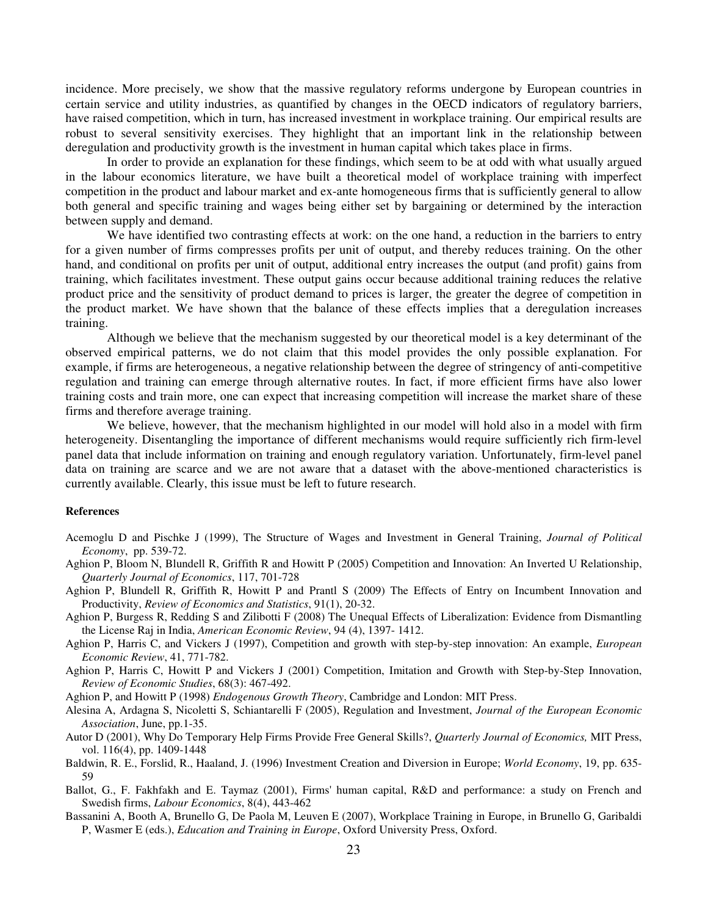incidence. More precisely, we show that the massive regulatory reforms undergone by European countries in certain service and utility industries, as quantified by changes in the OECD indicators of regulatory barriers, have raised competition, which in turn, has increased investment in workplace training. Our empirical results are robust to several sensitivity exercises. They highlight that an important link in the relationship between deregulation and productivity growth is the investment in human capital which takes place in firms.

In order to provide an explanation for these findings, which seem to be at odd with what usually argued in the labour economics literature, we have built a theoretical model of workplace training with imperfect competition in the product and labour market and ex-ante homogeneous firms that is sufficiently general to allow both general and specific training and wages being either set by bargaining or determined by the interaction between supply and demand.

We have identified two contrasting effects at work: on the one hand, a reduction in the barriers to entry for a given number of firms compresses profits per unit of output, and thereby reduces training. On the other hand, and conditional on profits per unit of output, additional entry increases the output (and profit) gains from training, which facilitates investment. These output gains occur because additional training reduces the relative product price and the sensitivity of product demand to prices is larger, the greater the degree of competition in the product market. We have shown that the balance of these effects implies that a deregulation increases training.

Although we believe that the mechanism suggested by our theoretical model is a key determinant of the observed empirical patterns, we do not claim that this model provides the only possible explanation. For example, if firms are heterogeneous, a negative relationship between the degree of stringency of anti-competitive regulation and training can emerge through alternative routes. In fact, if more efficient firms have also lower training costs and train more, one can expect that increasing competition will increase the market share of these firms and therefore average training.

We believe, however, that the mechanism highlighted in our model will hold also in a model with firm heterogeneity. Disentangling the importance of different mechanisms would require sufficiently rich firm-level panel data that include information on training and enough regulatory variation. Unfortunately, firm-level panel data on training are scarce and we are not aware that a dataset with the above-mentioned characteristics is currently available. Clearly, this issue must be left to future research.

**References**

Acemoglu D and Pischke J (1999), The Structure of Wages and Investment in General Training, *Journal of Political Economy*, pp. 539-72.

Aghion P, Bloom N, Blundell R, Griffith R and Howitt P (2005) Competition and Innovation: An Inverted U Relationship, *Quarterly Journal of Economics*, 117, 701-728

Aghion P, Blundell R, Griffith R, Howitt P and Prantl S (2009) The Effects of Entry on Incumbent Innovation and Productivity, *Review of Economics and Statistics*, 91(1), 20-32.

Aghion P, Burgess R, Redding S and Zilibotti F (2008) The Unequal Effects of Liberalization: Evidence from Dismantling the License Raj in India, *American Economic Review*, 94 (4), 1397- 1412.

Aghion P, Harris C, and Vickers J (1997), Competition and growth with step-by-step innovation: An example, *European Economic Review*, 41, 771-782.

Aghion P, Harris C, Howitt P and Vickers J (2001) Competition, Imitation and Growth with Step-by-Step Innovation, *Review of Economic Studies*, 68(3): 467-492.

Aghion P, and Howitt P (1998) *Endogenous Growth Theory*, Cambridge and London: MIT Press.

Alesina A, Ardagna S, Nicoletti S, Schiantarelli F (2005), Regulation and Investment, *Journal of the European Economic Association*, June, pp.1-35.

Autor D (2001), Why Do Temporary Help Firms Provide Free General Skills?, *Quarterly Journal of Economics,* MIT Press, vol. 116(4), pp. 1409-1448

Baldwin, R. E., Forslid, R., Haaland, J. (1996) Investment Creation and Diversion in Europe; *World Economy*, 19, pp. 635-59

Ballot, G., F. Fakhfakh and E. Taymaz (2001), Firms' human capital, R&D and performance: a study on French and Swedish firms, *Labour Economics*, 8(4), 443-462

Bassanini A, Booth A, Brunello G, De Paola M, Leuven E (2007), Workplace Training in Europe, in Brunello G, Garibaldi P, Wasmer E (eds.), *Education and Training in Europe*, Oxford University Press, Oxford.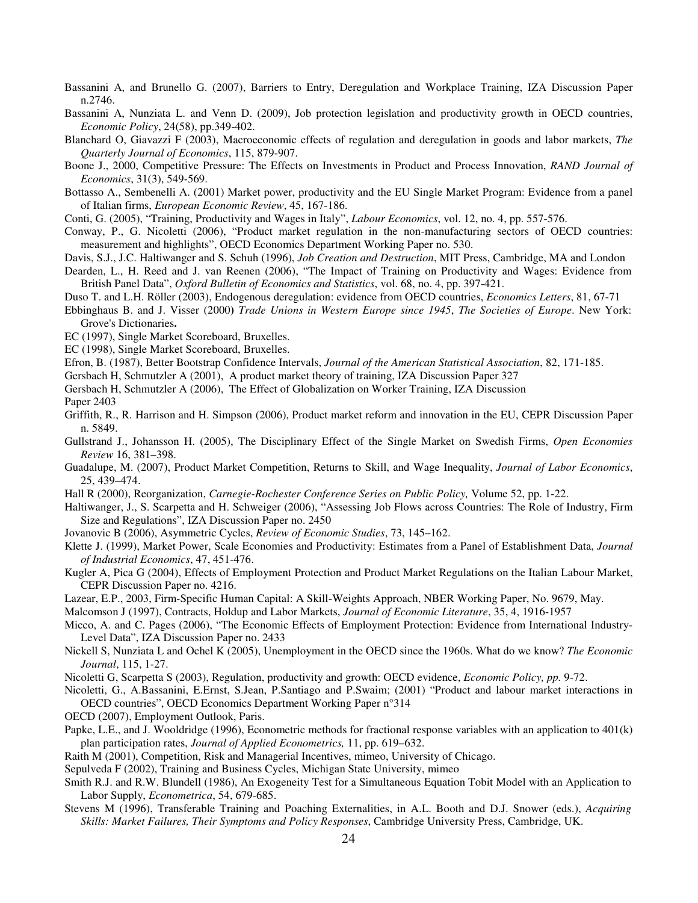Bassanini A, and Brunello G. (2007), Barriers to Entry, Deregulation and Workplace Training, IZA Discussion Paper n.2746.

Bassanini A, Nunziata L. and Venn D. (2009), Job protection legislation and productivity growth in OECD countries, *Economic Policy*, 24(58), pp.349-402.

Blanchard O, Giavazzi F (2003), Macroeconomic effects of regulation and deregulation in goods and labor markets, *The Quarterly Journal of Economics*, 115, 879-907.

Boone J., 2000, Competitive Pressure: The Effects on Investments in Product and Process Innovation, *RAND Journal of Economics*, 31(3), 549-569.

Bottasso A., Sembenelli A. (2001) Market power, productivity and the EU Single Market Program: Evidence from a panel of Italian firms, *European Economic Review*, 45, 167-186.

Conti, G. (2005), "Training, Productivity and Wages in Italy", *Labour Economics*, vol. 12, no. 4, pp. 557-576.

Conway, P., G. Nicoletti (2006), "Product market regulation in the non-manufacturing sectors of OECD countries: measurement and highlights", OECD Economics Department Working Paper no. 530.

Davis, S.J., J.C. Haltiwanger and S. Schuh (1996), *Job Creation and Destruction*, MIT Press, Cambridge, MA and London

Dearden, L., H. Reed and J. van Reenen (2006), "The Impact of Training on Productivity and Wages: Evidence from British Panel Data", *Oxford Bulletin of Economics and Statistics*, vol. 68, no. 4, pp. 397-421.

Duso T. and L.H. Röller (2003), Endogenous deregulation: evidence from OECD countries, *Economics Letters*, 81, 67-71

Ebbinghaus B. and J. Visser (2000) *Trade Unions in Western Europe since 1945*, *The Societies of Europe*. New York: Grove's Dictionaries.

EC (1997), Single Market Scoreboard, Bruxelles.

EC (1998), Single Market Scoreboard, Bruxelles.

Efron, B. (1987), Better Bootstrap Confidence Intervals, *Journal of the American Statistical Association*, 82, 171-185.

Gersbach H, Schmutzler A (2001), A product market theory of training, IZA Discussion Paper 327

Gersbach H, Schmutzler A (2006), The Effect of Globalization on Worker Training, IZA Discussion Paper 2403

Griffith, R., R. Harrison and H. Simpson (2006), Product market reform and innovation in the EU, CEPR Discussion Paper n. 5849.

Gullstrand J., Johansson H. (2005), The Disciplinary Effect of the Single Market on Swedish Firms, *Open Economies Review* 16, 381–398.

Guadalupe, M. (2007), Product Market Competition, Returns to Skill, and Wage Inequality, *Journal of Labor Economics*, 25, 439–474.

Hall R (2000), Reorganization, *Carnegie-Rochester Conference Series on Public Policy,* Volume 52, pp. 1-22.

Haltiwanger, J., S. Scarpetta and H. Schweiger (2006), "Assessing Job Flows across Countries: The Role of Industry, Firm Size and Regulations", IZA Discussion Paper no. 2450

Jovanovic B (2006), Asymmetric Cycles, *Review of Economic Studies*, 73, 145–162.

Klette J. (1999), Market Power, Scale Economies and Productivity: Estimates from a Panel of Establishment Data, *Journal of Industrial Economics*, 47, 451-476.

Kugler A, Pica G (2004), Effects of Employment Protection and Product Market Regulations on the Italian Labour Market, CEPR Discussion Paper no. 4216.

Lazear, E.P., 2003, Firm-Specific Human Capital: A Skill-Weights Approach, NBER Working Paper, No. 9679, May.

Malcomson J (1997), Contracts, Holdup and Labor Markets, *Journal of Economic Literature*, 35, 4, 1916-1957

Micco, A. and C. Pages (2006), "The Economic Effects of Employment Protection: Evidence from International Industry-Level Data", IZA Discussion Paper no. 2433

Nickell S, Nunziata L and Ochel K (2005), Unemployment in the OECD since the 1960s. What do we know? *The Economic Journal*, 115, 1-27.

Nicoletti G, Scarpetta S (2003), Regulation, productivity and growth: OECD evidence, *Economic Policy, pp.* 9-72.

Nicoletti, G., A.Bassanini, E.Ernst, S.Jean, P.Santiago and P.Swaim; (2001) "Product and labour market interactions in OECD countries", OECD Economics Department Working Paper n°314

OECD (2007), Employment Outlook, Paris.

Papke, L.E., and J. Wooldridge (1996), Econometric methods for fractional response variables with an application to 401(k) plan participation rates, *Journal of Applied Econometrics,* 11, pp. 619–632.

Raith M (2001), Competition, Risk and Managerial Incentives, mimeo, University of Chicago.

Sepulveda F (2002), Training and Business Cycles, Michigan State University, mimeo

Smith R.J. and R.W. Blundell (1986), An Exogeneity Test for a Simultaneous Equation Tobit Model with an Application to Labor Supply, *Econometrica*, 54, 679-685.

Stevens M (1996), Transferable Training and Poaching Externalities, in A.L. Booth and D.J. Snower (eds.), *Acquiring Skills: Market Failures, Their Symptoms and Policy Responses*, Cambridge University Press, Cambridge, UK.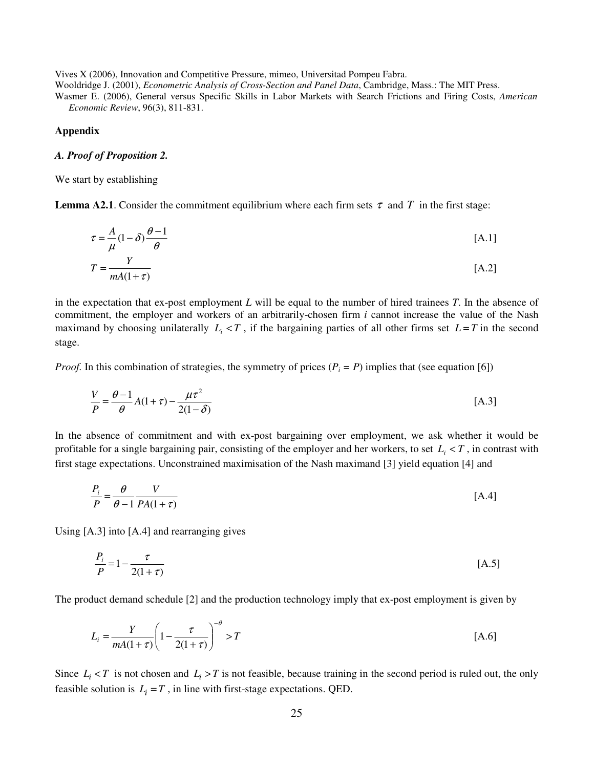Vives X (2006), Innovation and Competitive Pressure, mimeo, Universitad Pompeu Fabra.

Wooldridge J. (2001), *Econometric Analysis of Cross-Section and Panel Data*, Cambridge, Mass.: The MIT Press.

Wasmer E. (2006), General versus Specific Skills in Labor Markets with Search Frictions and Firing Costs, *American Economic Review*, 96(3), 811-831.

**Appendix**

***A. Proof of Proposition 2.***

We start by establishing

**Lemma A2.1**. Consider the commitment equilibrium where each firm sets $\tau$ and $T$ in the first stage:

$$\tau = \frac{A}{\mu}(1-\delta)\frac{\theta-1}{\theta} \qquad \text{[A.1]}$$

$$T = \frac{Y}{mA(1+\tau)} \qquad \text{[A.2]}$$

in the expectation that ex-post employment *L* will be equal to the number of hired trainees *T*. In the absence of commitment, the employer and workers of an arbitrarily-chosen firm *i* cannot increase the value of the Nash maximand by choosing unilaterally $L_i < T$, if the bargaining parties of all other firms set $L = T$ in the second stage.

*Proof.* In this combination of strategies, the symmetry of prices ($P_i = P$) implies that (see equation [6])

$$\frac{V}{P} = \frac{\theta-1}{\theta}A(1+\tau) - \frac{\mu\tau^2}{2(1-\delta)} \qquad \text{[A.3]}$$

In the absence of commitment and with ex-post bargaining over employment, we ask whether it would be profitable for a single bargaining pair, consisting of the employer and her workers, to set $L_i < T$, in contrast with first stage expectations. Unconstrained maximisation of the Nash maximand [3] yield equation [4] and

$$\frac{P_i}{P} = \frac{\theta}{\theta-1}\frac{V}{PA(1+\tau)} \qquad \text{[A.4]}$$

Using [A.3] into [A.4] and rearranging gives

$$\frac{P_i}{P} = 1 - \frac{\tau}{2(1+\tau)} \qquad \text{[A.5]}$$

The product demand schedule [2] and the production technology imply that ex-post employment is given by

$$L_i = \frac{Y}{mA(1+\tau)}\left(1 - \frac{\tau}{2(1+\tau)}\right)^{-\theta} > T \qquad \text{[A.6]}$$

Since $L_i < T$ is not chosen and $L_i > T$ is not feasible, because training in the second period is ruled out, the only feasible solution is $L_i = T$, in line with first-stage expectations. QED.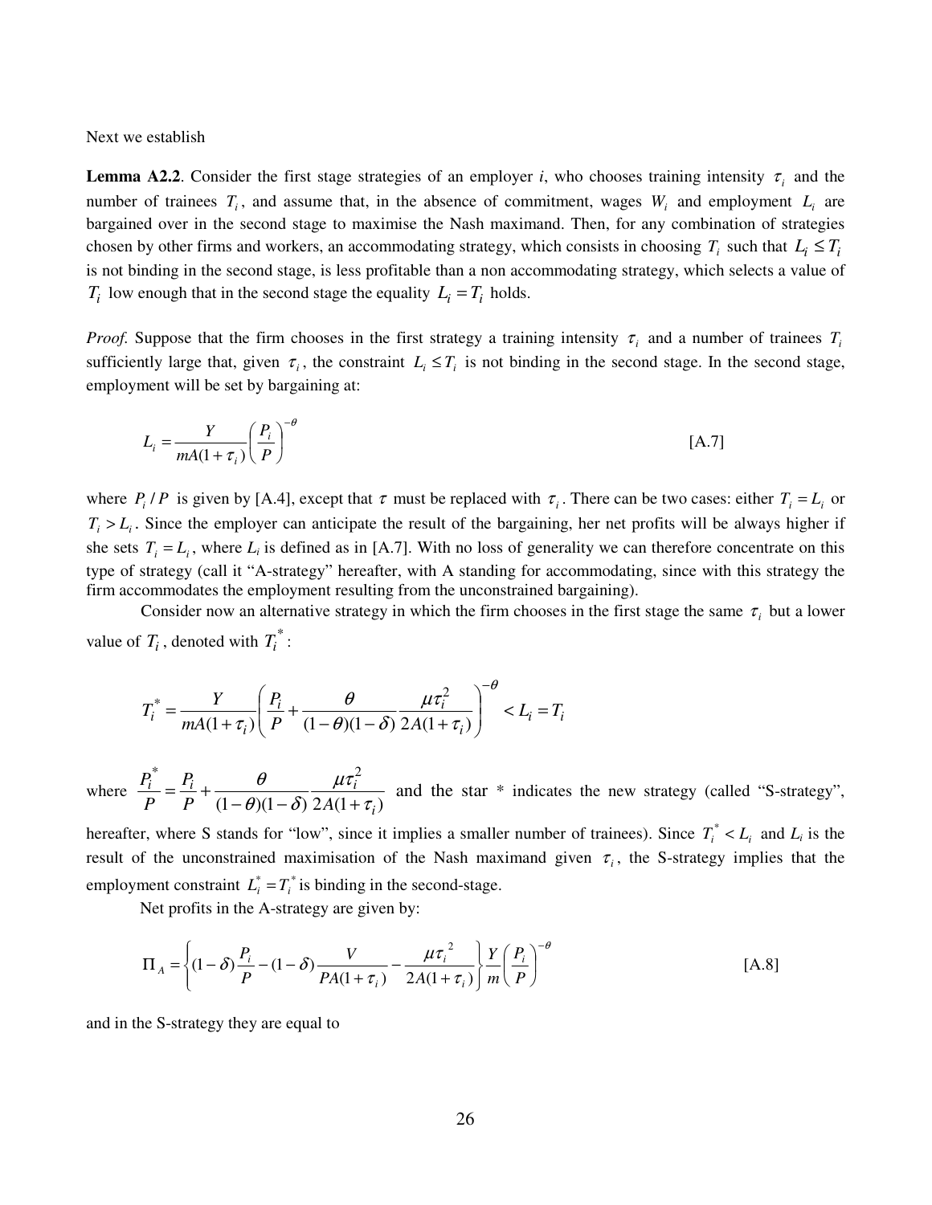Next we establish

**Lemma A2.2**. Consider the first stage strategies of an employer *i*, who chooses training intensity $\tau_i$ and the number of trainees $T_i$, and assume that, in the absence of commitment, wages $W_i$ and employment $L_i$ are bargained over in the second stage to maximise the Nash maximand. Then, for any combination of strategies chosen by other firms and workers, an accommodating strategy, which consists in choosing $T_i$ such that $L_i \leq T_i$ is not binding in the second stage, is less profitable than a non accommodating strategy, which selects a value of $T_i$ low enough that in the second stage the equality $L_i = T_i$ holds.

*Proof.* Suppose that the firm chooses in the first strategy a training intensity $\tau_i$ and a number of trainees $T_i$ sufficiently large that, given $\tau_i$, the constraint $L_i \leq T_i$ is not binding in the second stage. In the second stage, employment will be set by bargaining at:

$$L_i = \frac{Y}{mA(1+\tau_i)}\left(\frac{P_i}{P}\right)^{-\theta} \qquad \text{[A.7]}$$

where $P_i / P$ is given by [A.4], except that $\tau$ must be replaced with $\tau_i$. There can be two cases: either $T_i = L_i$ or $T_i > L_i$. Since the employer can anticipate the result of the bargaining, her net profits will be always higher if she sets $T_i = L_i$, where $L_i$ is defined as in [A.7]. With no loss of generality we can therefore concentrate on this type of strategy (call it "A-strategy" hereafter, with A standing for accommodating, since with this strategy the firm accommodates the employment resulting from the unconstrained bargaining).

Consider now an alternative strategy in which the firm chooses in the first stage the same $\tau_i$ but a lower value of $T_i$, denoted with $T_i^*$:

$$T_i^* = \frac{Y}{mA(1+\tau_i)}\left(\frac{P_i}{P} + \frac{\theta}{(1-\theta)(1-\delta)}\frac{\mu\tau_i^2}{2A(1+\tau_i)}\right)^{-\theta} < L_i = T_i$$

where $\dfrac{P_i^*}{P} = \dfrac{P_i}{P} + \dfrac{\theta}{(1-\theta)(1-\delta)}\dfrac{\mu\tau_i^2}{2A(1+\tau_i)}$ and the star * indicates the new strategy (called "S-strategy", hereafter, where S stands for "low", since it implies a smaller number of trainees). Since $T_i^* < L_i$ and $L_i$ is the result of the unconstrained maximisation of the Nash maximand given $\tau_i$, the S-strategy implies that the employment constraint $L_i^* = T_i^*$ is binding in the second-stage.

Net profits in the A-strategy are given by:

$$\Pi_A = \left\{(1-\delta)\frac{P_i}{P} - (1-\delta)\frac{V}{PA(1+\tau_i)} - \frac{\mu\tau_i^{\,2}}{2A(1+\tau_i)}\right\}\frac{Y}{m}\left(\frac{P_i}{P}\right)^{-\theta} \qquad \text{[A.8]}$$

and in the S-strategy they are equal to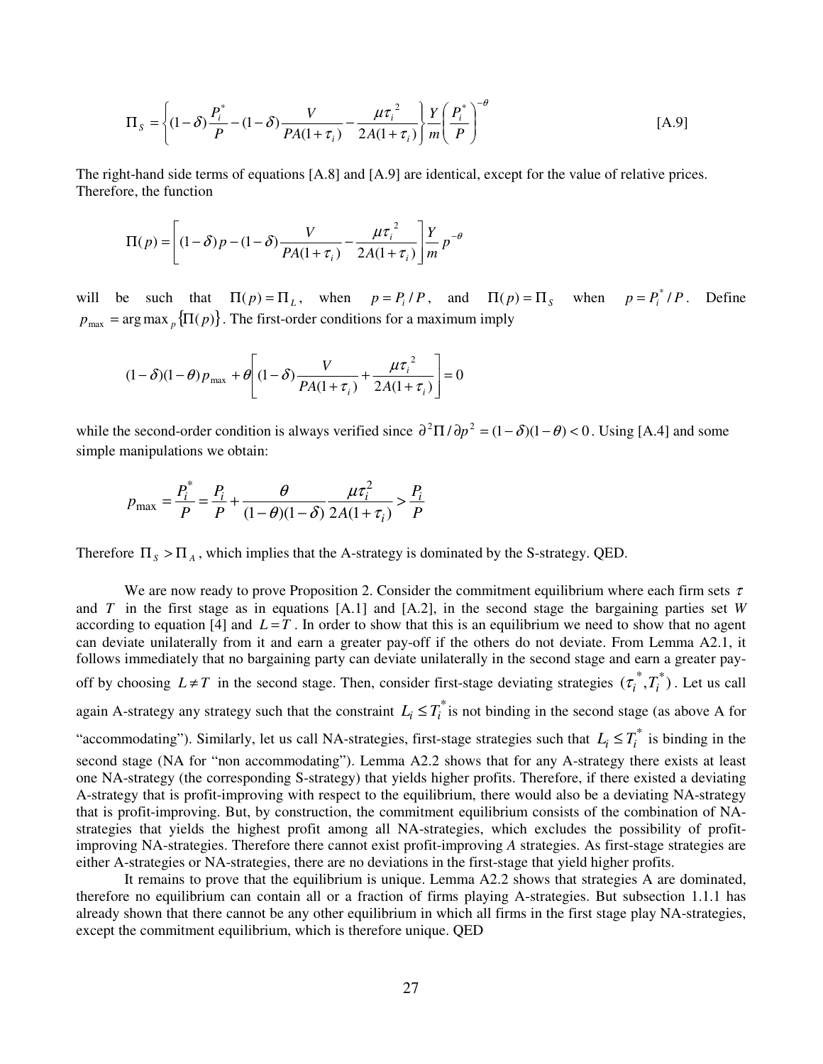$$\Pi_S = \left\{ (1-\delta)\frac{P_i^*}{P} - (1-\delta)\frac{V}{PA(1+\tau_i)} - \frac{\mu\tau_i^2}{2A(1+\tau_i)} \right\} \frac{Y}{m} \left( \frac{P_i^*}{P} \right)^{-\theta} \qquad \text{[A.9]}$$

The right-hand side terms of equations [A.8] and [A.9] are identical, except for the value of relative prices. Therefore, the function

$$\Pi(p) = \left[ (1-\delta)p - (1-\delta)\frac{V}{PA(1+\tau_i)} - \frac{\mu\tau_i^2}{2A(1+\tau_i)} \right] \frac{Y}{m} p^{-\theta}$$

will be such that $\Pi(p) = \Pi_L$, when $p = P_i / P$, and $\Pi(p) = \Pi_S$ when $p = P_i^* / P$. Define $p_{\max} = \arg\max_p \{\Pi(p)\}$. The first-order conditions for a maximum imply

$$(1-\delta)(1-\theta)p_{\max} + \theta\left[ (1-\delta)\frac{V}{PA(1+\tau_i)} + \frac{\mu\tau_i^2}{2A(1+\tau_i)} \right] = 0$$

while the second-order condition is always verified since $\partial^2\Pi / \partial p^2 = (1-\delta)(1-\theta) < 0$. Using [A.4] and some simple manipulations we obtain:

$$p_{\max} = \frac{P_i^*}{P} = \frac{P_i}{P} + \frac{\theta}{(1-\theta)(1-\delta)} \frac{\mu\tau_i^2}{2A(1+\tau_i)} > \frac{P_i}{P}$$

Therefore $\Pi_S > \Pi_A$, which implies that the A-strategy is dominated by the S-strategy. QED.

We are now ready to prove Proposition 2. Consider the commitment equilibrium where each firm sets $\tau$ and $T$ in the first stage as in equations [A.1] and [A.2], in the second stage the bargaining parties set *W* according to equation [4] and $L = T$. In order to show that this is an equilibrium we need to show that no agent can deviate unilaterally from it and earn a greater pay-off if the others do not deviate. From Lemma A2.1, it follows immediately that no bargaining party can deviate unilaterally in the second stage and earn a greater pay-off by choosing $L \neq T$ in the second stage. Then, consider first-stage deviating strategies $(\tau_i^*, T_i^*)$. Let us call again A-strategy any strategy such that the constraint $L_i \leq T_i^*$ is not binding in the second stage (as above A for "accommodating"). Similarly, let us call NA-strategies, first-stage strategies such that $L_i \leq T_i^*$ is binding in the second stage (NA for "non accommodating"). Lemma A2.2 shows that for any A-strategy there exists at least one NA-strategy (the corresponding S-strategy) that yields higher profits. Therefore, if there existed a deviating A-strategy that is profit-improving with respect to the equilibrium, there would also be a deviating NA-strategy that is profit-improving. But, by construction, the commitment equilibrium consists of the combination of NA-strategies that yields the highest profit among all NA-strategies, which excludes the possibility of profit-improving NA-strategies. Therefore there cannot exist profit-improving *A* strategies. As first-stage strategies are either A-strategies or NA-strategies, there are no deviations in the first-stage that yield higher profits.

It remains to prove that the equilibrium is unique. Lemma A2.2 shows that strategies A are dominated, therefore no equilibrium can contain all or a fraction of firms playing A-strategies. But subsection 1.1.1 has already shown that there cannot be any other equilibrium in which all firms in the first stage play NA-strategies, except the commitment equilibrium, which is therefore unique. QED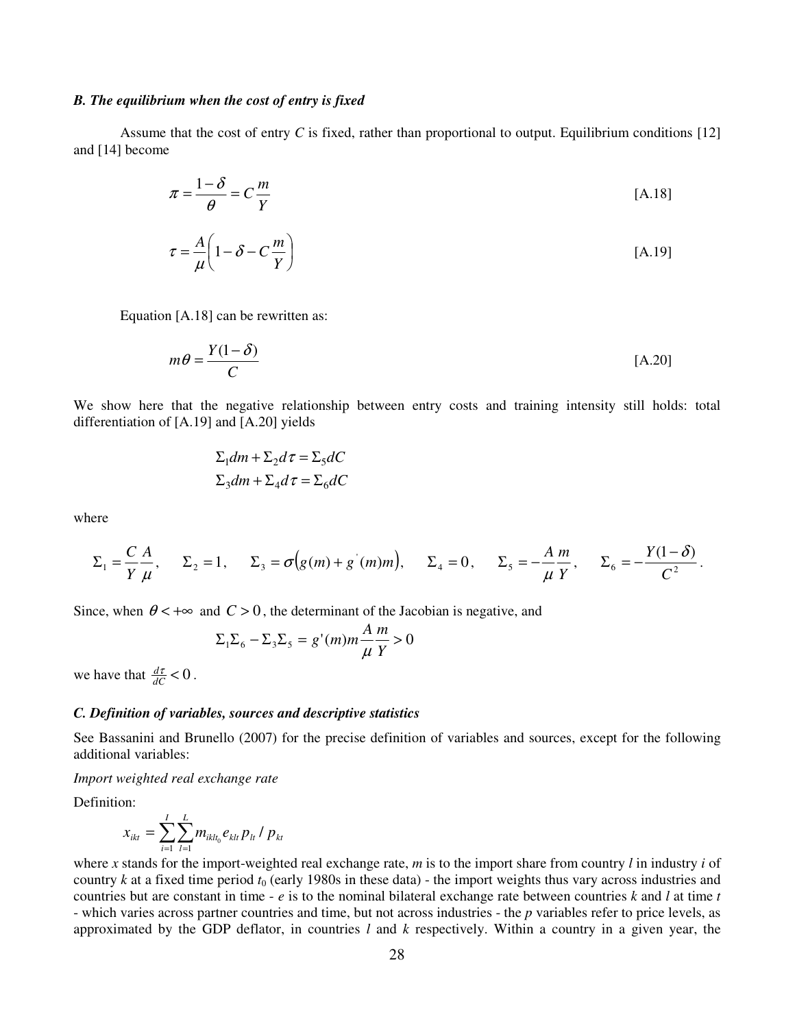### *B. The equilibrium when the cost of entry is fixed*

Assume that the cost of entry $C$ is fixed, rather than proportional to output. Equilibrium conditions [12] and [14] become

$$\pi = \frac{1-\delta}{\theta} = C\frac{m}{Y} \tag{A.18}$$

$$\tau = \frac{A}{\mu}\left(1-\delta - C\frac{m}{Y}\right) \tag{A.19}$$

Equation [A.18] can be rewritten as:

$$m\theta = \frac{Y(1-\delta)}{C} \tag{A.20}$$

We show here that the negative relationship between entry costs and training intensity still holds: total differentiation of [A.19] and [A.20] yields

$$\Sigma_1 dm + \Sigma_2 d\tau = \Sigma_5 dC$$
$$\Sigma_3 dm + \Sigma_4 d\tau = \Sigma_6 dC$$

where

$$\Sigma_1 = \frac{C}{Y}\frac{A}{\mu}, \quad \Sigma_2 = 1, \quad \Sigma_3 = \sigma\left(g(m) + g^{'}(m)m\right), \quad \Sigma_4 = 0, \quad \Sigma_5 = -\frac{A}{\mu}\frac{m}{Y}, \quad \Sigma_6 = -\frac{Y(1-\delta)}{C^2}.$$

Since, when $\theta < +\infty$ and $C > 0$, the determinant of the Jacobian is negative, and

$$\Sigma_1\Sigma_6 - \Sigma_3\Sigma_5 = g'(m)m\frac{A}{\mu}\frac{m}{Y} > 0$$

we have that $\frac{d\tau}{dC} < 0$.

### *C. Definition of variables, sources and descriptive statistics*

See Bassanini and Brunello (2007) for the precise definition of variables and sources, except for the following additional variables:

*Import weighted real exchange rate*

Definition:

$$x_{ikt} = \sum_{i=1}^{I}\sum_{l=1}^{L} m_{iklt_0} e_{klt} p_{lt} / p_{kt}$$

where $x$ stands for the import-weighted real exchange rate, $m$ is to the import share from country $l$ in industry $i$ of country $k$ at a fixed time period $t_0$ (early 1980s in these data) - the import weights thus vary across industries and countries but are constant in time - $e$ is to the nominal bilateral exchange rate between countries $k$ and $l$ at time $t$ - which varies across partner countries and time, but not across industries - the $p$ variables refer to price levels, as approximated by the GDP deflator, in countries $l$ and $k$ respectively. Within a country in a given year, the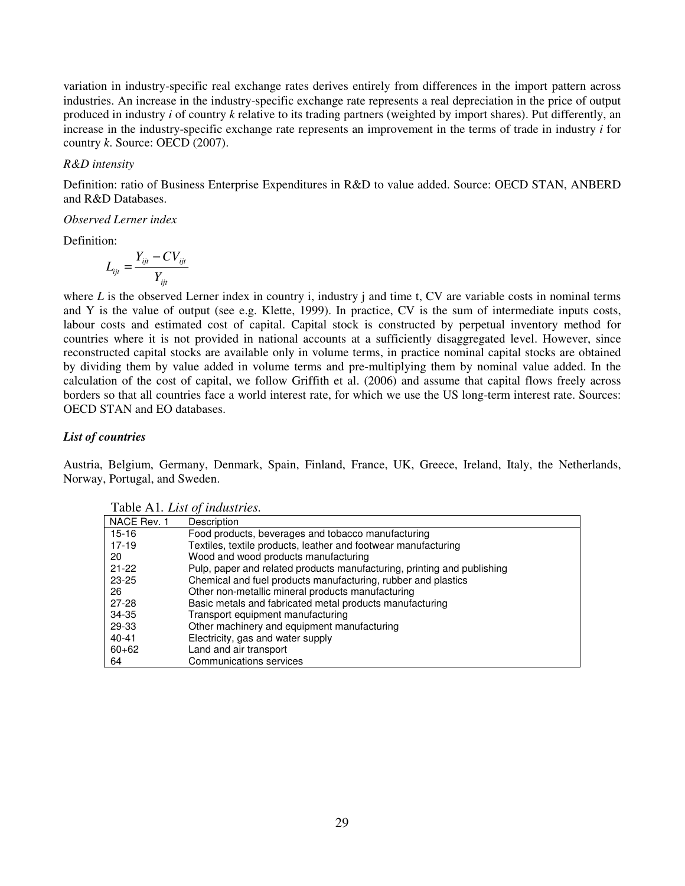variation in industry-specific real exchange rates derives entirely from differences in the import pattern across industries. An increase in the industry-specific exchange rate represents a real depreciation in the price of output produced in industry *i* of country *k* relative to its trading partners (weighted by import shares). Put differently, an increase in the industry-specific exchange rate represents an improvement in the terms of trade in industry *i* for country *k*. Source: OECD (2007).

*R&D intensity*

Definition: ratio of Business Enterprise Expenditures in R&D to value added. Source: OECD STAN, ANBERD and R&D Databases.

*Observed Lerner index*

Definition:

$$L_{ijt} = \frac{Y_{ijt} - CV_{ijt}}{Y_{ijt}}$$

where *L* is the observed Lerner index in country i, industry j and time t, CV are variable costs in nominal terms and Y is the value of output (see e.g. Klette, 1999). In practice, CV is the sum of intermediate inputs costs, labour costs and estimated cost of capital. Capital stock is constructed by perpetual inventory method for countries where it is not provided in national accounts at a sufficiently disaggregated level. However, since reconstructed capital stocks are available only in volume terms, in practice nominal capital stocks are obtained by dividing them by value added in volume terms and pre-multiplying them by nominal value added. In the calculation of the cost of capital, we follow Griffith et al. (2006) and assume that capital flows freely across borders so that all countries face a world interest rate, for which we use the US long-term interest rate. Sources: OECD STAN and EO databases.

### *List of countries*

Austria, Belgium, Germany, Denmark, Spain, Finland, France, UK, Greece, Ireland, Italy, the Netherlands, Norway, Portugal, and Sweden.

Table A1. *List of industries.*

| NACE Rev. 1 | Description |
|---|---|
| 15-16 | Food products, beverages and tobacco manufacturing |
| 17-19 | Textiles, textile products, leather and footwear manufacturing |
| 20 | Wood and wood products manufacturing |
| 21-22 | Pulp, paper and related products manufacturing, printing and publishing |
| 23-25 | Chemical and fuel products manufacturing, rubber and plastics |
| 26 | Other non-metallic mineral products manufacturing |
| 27-28 | Basic metals and fabricated metal products manufacturing |
| 34-35 | Transport equipment manufacturing |
| 29-33 | Other machinery and equipment manufacturing |
| 40-41 | Electricity, gas and water supply |
| 60+62 | Land and air transport |
| 64 | Communications services |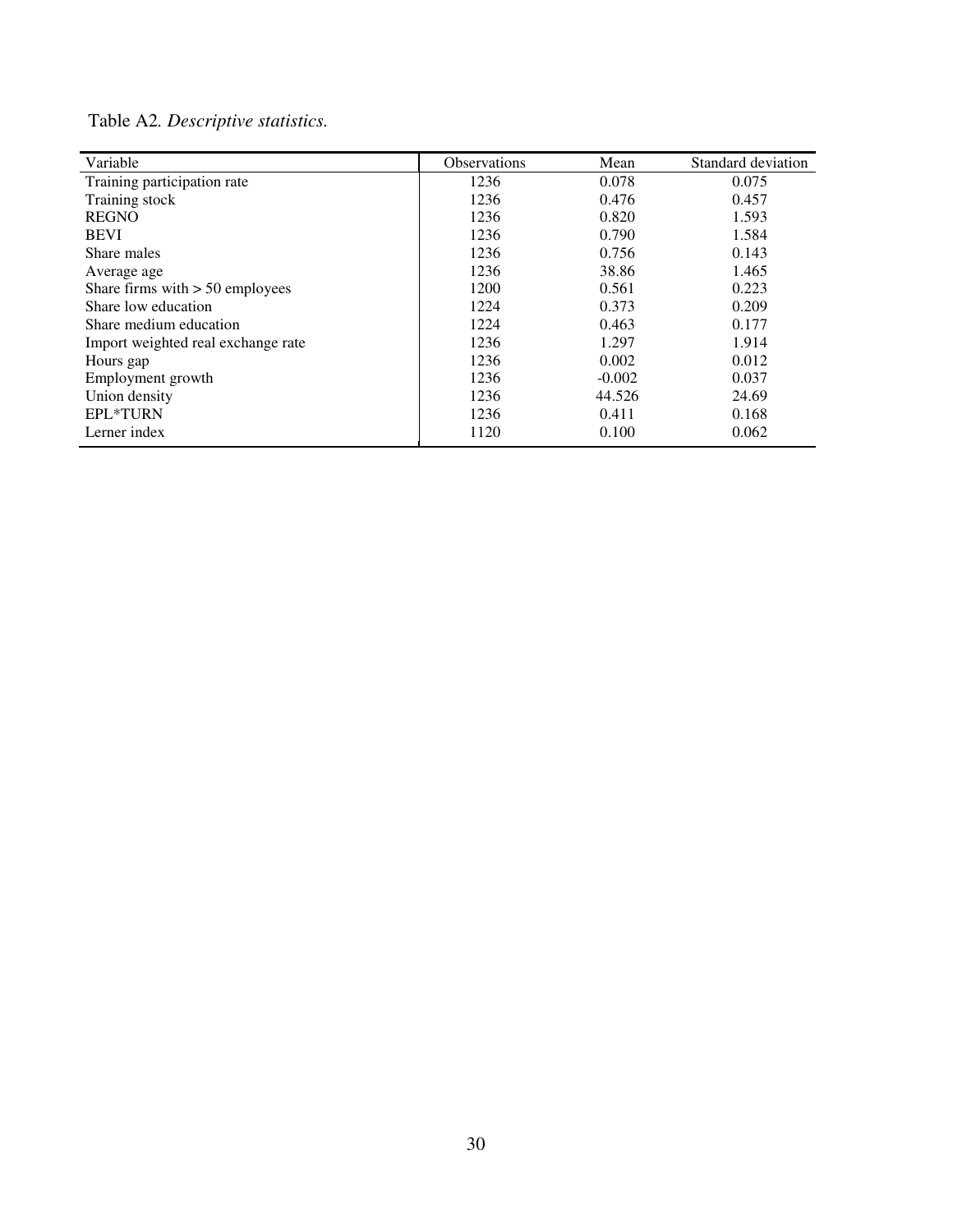Table A2. *Descriptive statistics.*

| Variable | Observations | Mean | Standard deviation |
|---|---|---|---|
| Training participation rate | 1236 | 0.078 | 0.075 |
| Training stock | 1236 | 0.476 | 0.457 |
| REGNO | 1236 | 0.820 | 1.593 |
| BEVI | 1236 | 0.790 | 1.584 |
| Share males | 1236 | 0.756 | 0.143 |
| Average age | 1236 | 38.86 | 1.465 |
| Share firms with > 50 employees | 1200 | 0.561 | 0.223 |
| Share low education | 1224 | 0.373 | 0.209 |
| Share medium education | 1224 | 0.463 | 0.177 |
| Import weighted real exchange rate | 1236 | 1.297 | 1.914 |
| Hours gap | 1236 | 0.002 | 0.012 |
| Employment growth | 1236 | -0.002 | 0.037 |
| Union density | 1236 | 44.526 | 24.69 |
| EPL*TURN | 1236 | 0.411 | 0.168 |
| Lerner index | 1120 | 0.100 | 0.062 |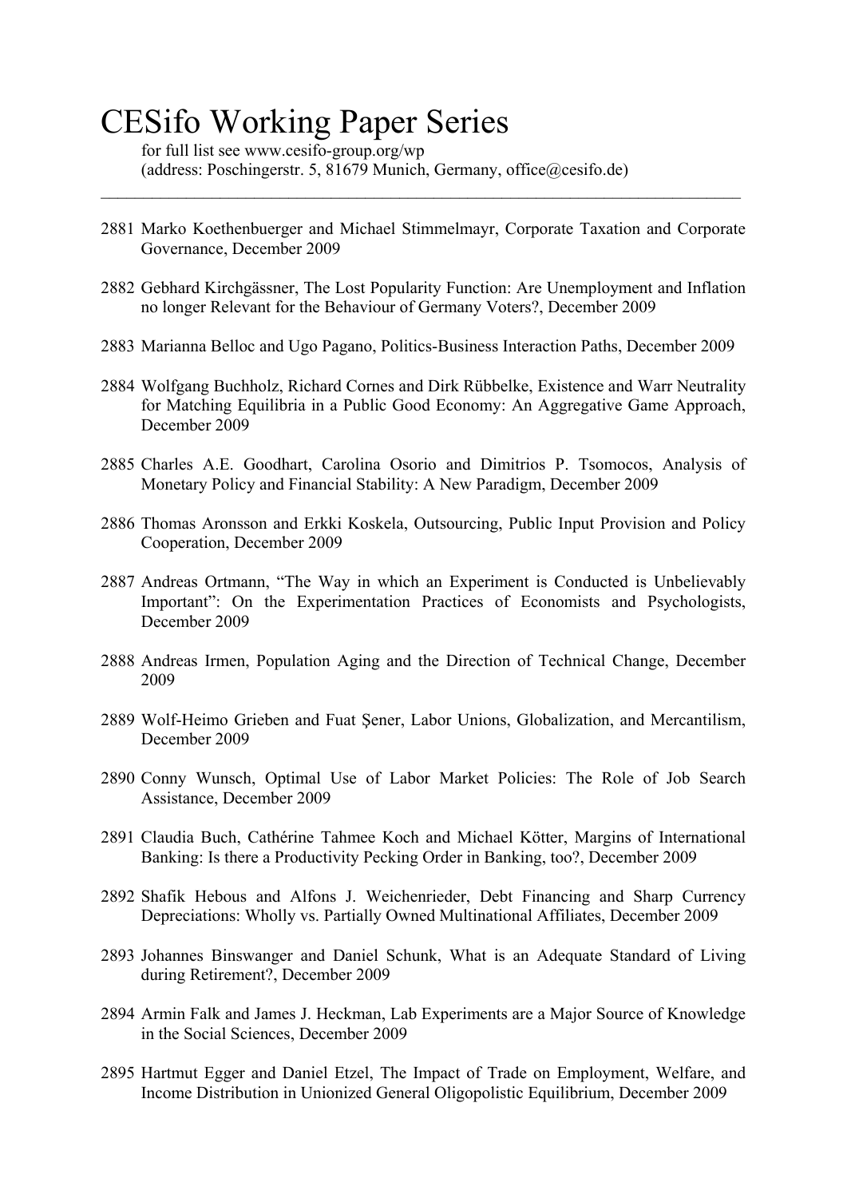# CESifo Working Paper Series

for full list see www.cesifo-group.org/wp
(address: Poschingerstr. 5, 81679 Munich, Germany, office@cesifo.de)

---

2881 Marko Koethenbuerger and Michael Stimmelmayr, Corporate Taxation and Corporate Governance, December 2009

2882 Gebhard Kirchgässner, The Lost Popularity Function: Are Unemployment and Inflation no longer Relevant for the Behaviour of Germany Voters?, December 2009

2883 Marianna Belloc and Ugo Pagano, Politics-Business Interaction Paths, December 2009

2884 Wolfgang Buchholz, Richard Cornes and Dirk Rübbelke, Existence and Warr Neutrality for Matching Equilibria in a Public Good Economy: An Aggregative Game Approach, December 2009

2885 Charles A.E. Goodhart, Carolina Osorio and Dimitrios P. Tsomocos, Analysis of Monetary Policy and Financial Stability: A New Paradigm, December 2009

2886 Thomas Aronsson and Erkki Koskela, Outsourcing, Public Input Provision and Policy Cooperation, December 2009

2887 Andreas Ortmann, "The Way in which an Experiment is Conducted is Unbelievably Important": On the Experimentation Practices of Economists and Psychologists, December 2009

2888 Andreas Irmen, Population Aging and the Direction of Technical Change, December 2009

2889 Wolf-Heimo Grieben and Fuat Şener, Labor Unions, Globalization, and Mercantilism, December 2009

2890 Conny Wunsch, Optimal Use of Labor Market Policies: The Role of Job Search Assistance, December 2009

2891 Claudia Buch, Cathérine Tahmee Koch and Michael Kötter, Margins of International Banking: Is there a Productivity Pecking Order in Banking, too?, December 2009

2892 Shafik Hebous and Alfons J. Weichenrieder, Debt Financing and Sharp Currency Depreciations: Wholly vs. Partially Owned Multinational Affiliates, December 2009

2893 Johannes Binswanger and Daniel Schunk, What is an Adequate Standard of Living during Retirement?, December 2009

2894 Armin Falk and James J. Heckman, Lab Experiments are a Major Source of Knowledge in the Social Sciences, December 2009

2895 Hartmut Egger and Daniel Etzel, The Impact of Trade on Employment, Welfare, and Income Distribution in Unionized General Oligopolistic Equilibrium, December 2009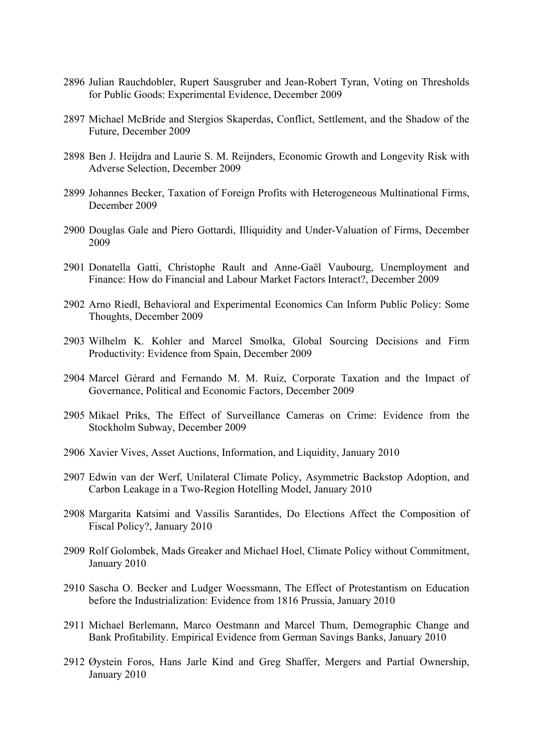2896 Julian Rauchdobler, Rupert Sausgruber and Jean-Robert Tyran, Voting on Thresholds for Public Goods: Experimental Evidence, December 2009

2897 Michael McBride and Stergios Skaperdas, Conflict, Settlement, and the Shadow of the Future, December 2009

2898 Ben J. Heijdra and Laurie S. M. Reijnders, Economic Growth and Longevity Risk with Adverse Selection, December 2009

2899 Johannes Becker, Taxation of Foreign Profits with Heterogeneous Multinational Firms, December 2009

2900 Douglas Gale and Piero Gottardi, Illiquidity and Under-Valuation of Firms, December 2009

2901 Donatella Gatti, Christophe Rault and Anne-Gaël Vaubourg, Unemployment and Finance: How do Financial and Labour Market Factors Interact?, December 2009

2902 Arno Riedl, Behavioral and Experimental Economics Can Inform Public Policy: Some Thoughts, December 2009

2903 Wilhelm K. Kohler and Marcel Smolka, Global Sourcing Decisions and Firm Productivity: Evidence from Spain, December 2009

2904 Marcel Gérard and Fernando M. M. Ruiz, Corporate Taxation and the Impact of Governance, Political and Economic Factors, December 2009

2905 Mikael Priks, The Effect of Surveillance Cameras on Crime: Evidence from the Stockholm Subway, December 2009

2906 Xavier Vives, Asset Auctions, Information, and Liquidity, January 2010

2907 Edwin van der Werf, Unilateral Climate Policy, Asymmetric Backstop Adoption, and Carbon Leakage in a Two-Region Hotelling Model, January 2010

2908 Margarita Katsimi and Vassilis Sarantides, Do Elections Affect the Composition of Fiscal Policy?, January 2010

2909 Rolf Golombek, Mads Greaker and Michael Hoel, Climate Policy without Commitment, January 2010

2910 Sascha O. Becker and Ludger Woessmann, The Effect of Protestantism on Education before the Industrialization: Evidence from 1816 Prussia, January 2010

2911 Michael Berlemann, Marco Oestmann and Marcel Thum, Demographic Change and Bank Profitability. Empirical Evidence from German Savings Banks, January 2010

2912 Øystein Foros, Hans Jarle Kind and Greg Shaffer, Mergers and Partial Ownership, January 2010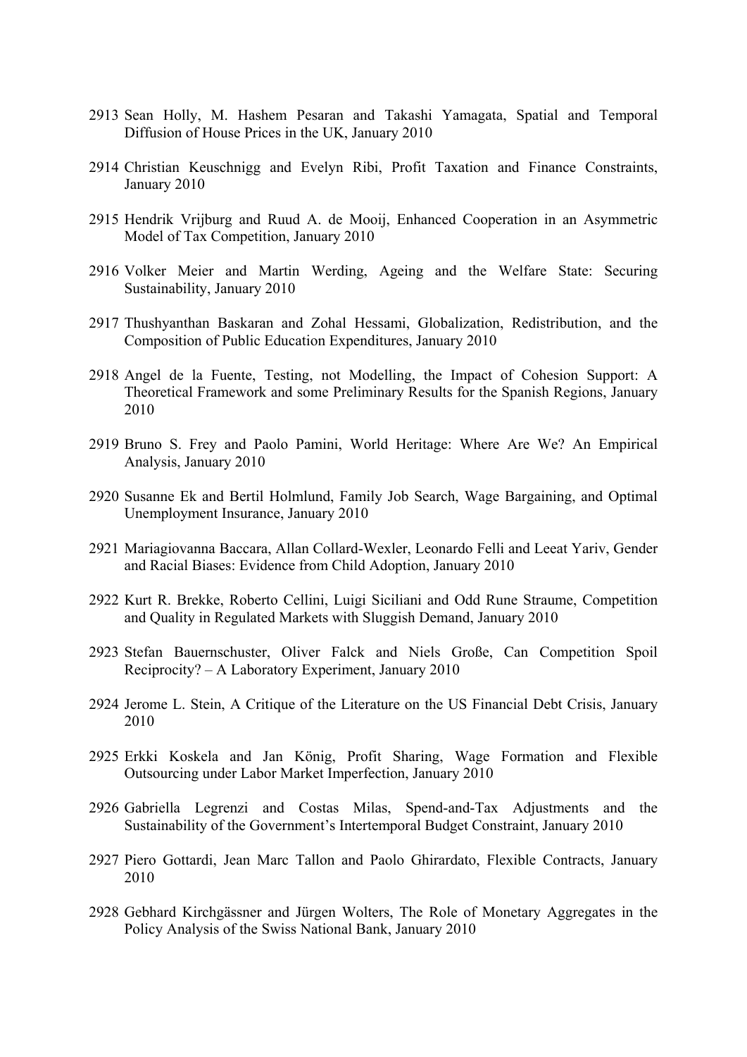2913 Sean Holly, M. Hashem Pesaran and Takashi Yamagata, Spatial and Temporal Diffusion of House Prices in the UK, January 2010

2914 Christian Keuschnigg and Evelyn Ribi, Profit Taxation and Finance Constraints, January 2010

2915 Hendrik Vrijburg and Ruud A. de Mooij, Enhanced Cooperation in an Asymmetric Model of Tax Competition, January 2010

2916 Volker Meier and Martin Werding, Ageing and the Welfare State: Securing Sustainability, January 2010

2917 Thushyanthan Baskaran and Zohal Hessami, Globalization, Redistribution, and the Composition of Public Education Expenditures, January 2010

2918 Angel de la Fuente, Testing, not Modelling, the Impact of Cohesion Support: A Theoretical Framework and some Preliminary Results for the Spanish Regions, January 2010

2919 Bruno S. Frey and Paolo Pamini, World Heritage: Where Are We? An Empirical Analysis, January 2010

2920 Susanne Ek and Bertil Holmlund, Family Job Search, Wage Bargaining, and Optimal Unemployment Insurance, January 2010

2921 Mariagiovanna Baccara, Allan Collard-Wexler, Leonardo Felli and Leeat Yariv, Gender and Racial Biases: Evidence from Child Adoption, January 2010

2922 Kurt R. Brekke, Roberto Cellini, Luigi Siciliani and Odd Rune Straume, Competition and Quality in Regulated Markets with Sluggish Demand, January 2010

2923 Stefan Bauernschuster, Oliver Falck and Niels Große, Can Competition Spoil Reciprocity? – A Laboratory Experiment, January 2010

2924 Jerome L. Stein, A Critique of the Literature on the US Financial Debt Crisis, January 2010

2925 Erkki Koskela and Jan König, Profit Sharing, Wage Formation and Flexible Outsourcing under Labor Market Imperfection, January 2010

2926 Gabriella Legrenzi and Costas Milas, Spend-and-Tax Adjustments and the Sustainability of the Government's Intertemporal Budget Constraint, January 2010

2927 Piero Gottardi, Jean Marc Tallon and Paolo Ghirardato, Flexible Contracts, January 2010

2928 Gebhard Kirchgässner and Jürgen Wolters, The Role of Monetary Aggregates in the Policy Analysis of the Swiss National Bank, January 2010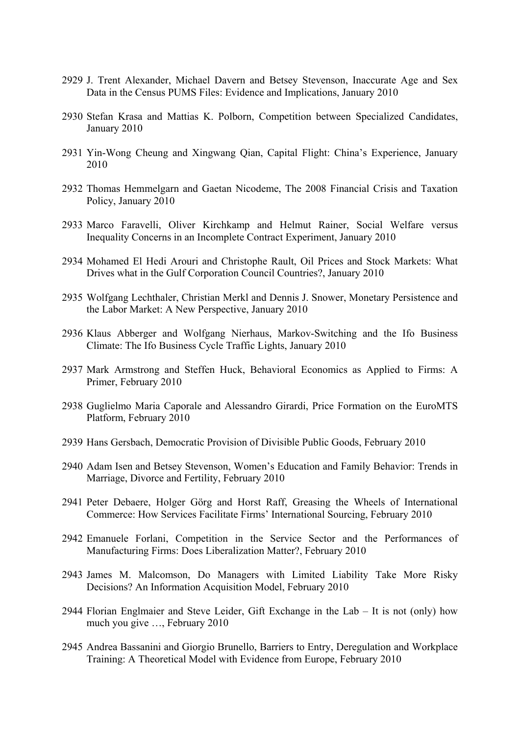2929 J. Trent Alexander, Michael Davern and Betsey Stevenson, Inaccurate Age and Sex Data in the Census PUMS Files: Evidence and Implications, January 2010

2930 Stefan Krasa and Mattias K. Polborn, Competition between Specialized Candidates, January 2010

2931 Yin-Wong Cheung and Xingwang Qian, Capital Flight: China's Experience, January 2010

2932 Thomas Hemmelgarn and Gaetan Nicodeme, The 2008 Financial Crisis and Taxation Policy, January 2010

2933 Marco Faravelli, Oliver Kirchkamp and Helmut Rainer, Social Welfare versus Inequality Concerns in an Incomplete Contract Experiment, January 2010

2934 Mohamed El Hedi Arouri and Christophe Rault, Oil Prices and Stock Markets: What Drives what in the Gulf Corporation Council Countries?, January 2010

2935 Wolfgang Lechthaler, Christian Merkl and Dennis J. Snower, Monetary Persistence and the Labor Market: A New Perspective, January 2010

2936 Klaus Abberger and Wolfgang Nierhaus, Markov-Switching and the Ifo Business Climate: The Ifo Business Cycle Traffic Lights, January 2010

2937 Mark Armstrong and Steffen Huck, Behavioral Economics as Applied to Firms: A Primer, February 2010

2938 Guglielmo Maria Caporale and Alessandro Girardi, Price Formation on the EuroMTS Platform, February 2010

2939 Hans Gersbach, Democratic Provision of Divisible Public Goods, February 2010

2940 Adam Isen and Betsey Stevenson, Women's Education and Family Behavior: Trends in Marriage, Divorce and Fertility, February 2010

2941 Peter Debaere, Holger Görg and Horst Raff, Greasing the Wheels of International Commerce: How Services Facilitate Firms' International Sourcing, February 2010

2942 Emanuele Forlani, Competition in the Service Sector and the Performances of Manufacturing Firms: Does Liberalization Matter?, February 2010

2943 James M. Malcomson, Do Managers with Limited Liability Take More Risky Decisions? An Information Acquisition Model, February 2010

2944 Florian Englmaier and Steve Leider, Gift Exchange in the Lab – It is not (only) how much you give …, February 2010

2945 Andrea Bassanini and Giorgio Brunello, Barriers to Entry, Deregulation and Workplace Training: A Theoretical Model with Evidence from Europe, February 2010